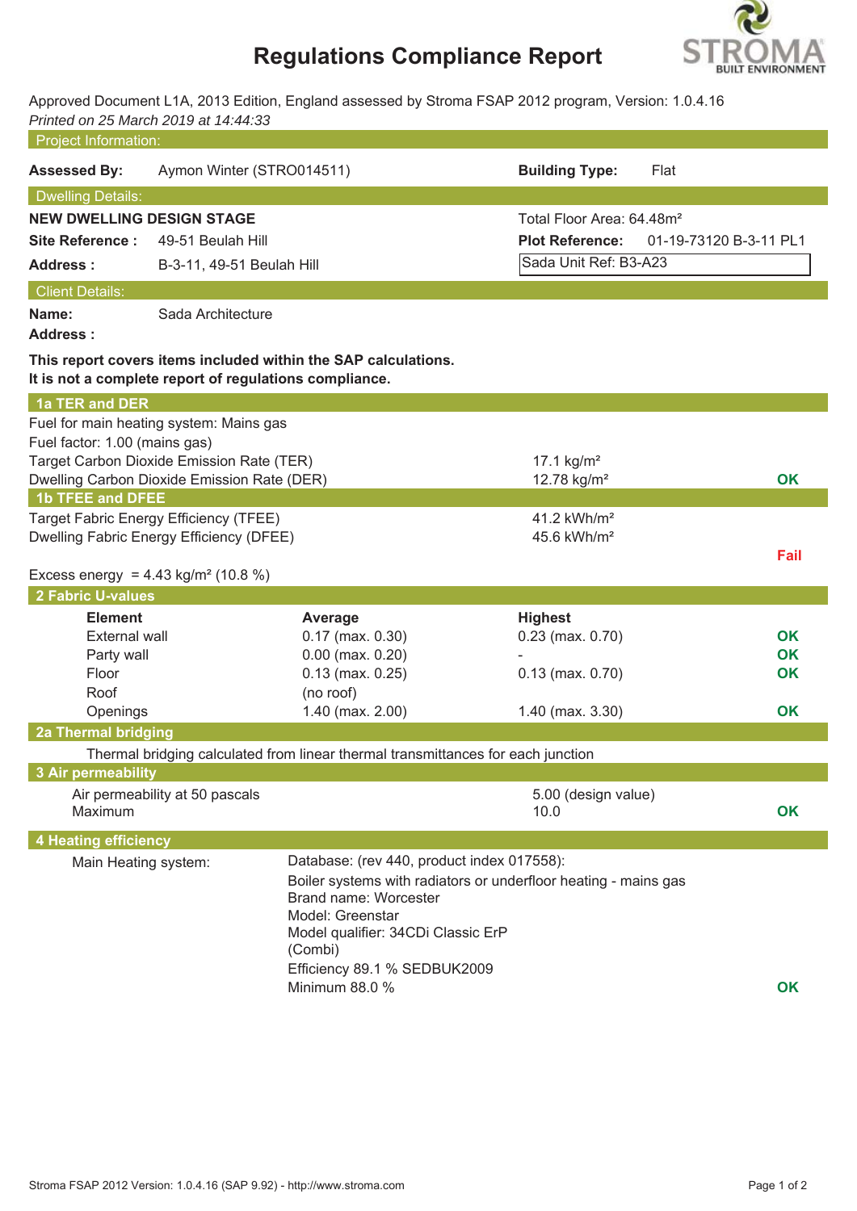# Regulations Compliance Report

Approved Document L1A, 2013 Edition, England assessed by Stroma FSAP 2012 program, Version: 1.0.4.16
*Printed on 25 March 2019 at 14:44:33*

## Project Information:

**Assessed By:** Aymon Winter (STRO014511)

**Building Type:** Flat

## Dwelling Details:

**NEW DWELLING DESIGN STAGE**

Total Floor Area: 64.48m²

**Site Reference :** 49-51 Beulah Hill

**Plot Reference:** 01-19-73120 B-3-11 PL1

**Address :** B-3-11, 49-51 Beulah Hill

Sada Unit Ref: B3-A23

## Client Details:

**Name:** Sada Architecture

**Address :**

**This report covers items included within the SAP calculations.**
**It is not a complete report of regulations compliance.**

## 1a TER and DER

Fuel for main heating system: Mains gas
Fuel factor: 1.00 (mains gas)

| | | |
|---|---|---|
| Target Carbon Dioxide Emission Rate (TER) | 17.1 kg/m² | |
| Dwelling Carbon Dioxide Emission Rate (DER) | 12.78 kg/m² | OK |

## 1b TFEE and DFEE

| | | |
|---|---|---|
| Target Fabric Energy Efficiency (TFEE) | 41.2 kWh/m² | |
| Dwelling Fabric Energy Efficiency (DFEE) | 45.6 kWh/m² | |
| | | Fail |

Excess energy = 4.43 kg/m² (10.8 %)

## 2 Fabric U-values

| Element | Average | Highest | |
|---|---|---|---|
| External wall | 0.17 (max. 0.30) | 0.23 (max. 0.70) | OK |
| Party wall | 0.00 (max. 0.20) | - | OK |
| Floor | 0.13 (max. 0.25) | 0.13 (max. 0.70) | OK |
| Roof | (no roof) | | |
| Openings | 1.40 (max. 2.00) | 1.40 (max. 3.30) | OK |

## 2a Thermal bridging

Thermal bridging calculated from linear thermal transmittances for each junction

## 3 Air permeability

| | | |
|---|---|---|
| Air permeability at 50 pascals | 5.00 (design value) | |
| Maximum | 10.0 | OK |

## 4 Heating efficiency

Main Heating system:

Database: (rev 440, product index 017558):
Boiler systems with radiators or underfloor heating - mains gas
Brand name: Worcester
Model: Greenstar
Model qualifier: 34CDi Classic ErP
(Combi)
Efficiency 89.1 % SEDBUK2009
Minimum 88.0 % — OK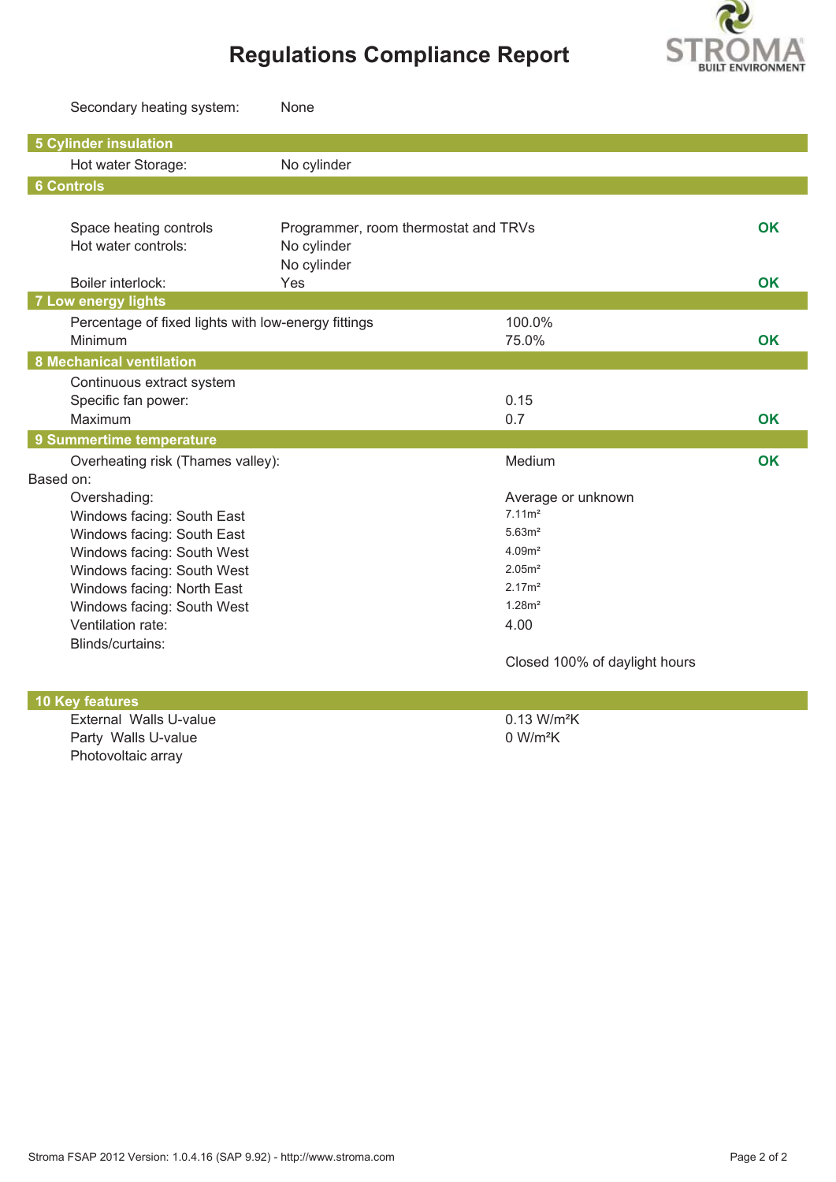# Regulations Compliance Report

| | | | |
|---|---|---|---|
| Secondary heating system: | None | | |

## 5 Cylinder insulation

| | | | |
|---|---|---|---|
| Hot water Storage: | No cylinder | | |

## 6 Controls

| | | | |
|---|---|---|---|
| Space heating controls | Programmer, room thermostat and TRVs | | OK |
| Hot water controls: | No cylinder | | |
| | No cylinder | | |
| Boiler interlock: | Yes | | OK |

## 7 Low energy lights

| | | |
|---|---|---|
| Percentage of fixed lights with low-energy fittings | 100.0% | |
| Minimum | 75.0% | OK |

## 8 Mechanical ventilation

| | | |
|---|---|---|
| Continuous extract system | | |
| Specific fan power: | 0.15 | |
| Maximum | 0.7 | OK |

## 9 Summertime temperature

| | | |
|---|---|---|
| Overheating risk (Thames valley): | Medium | OK |

Based on:

| | |
|---|---|
| Overshading: | Average or unknown |
| Windows facing: South East | 7.11m² |
| Windows facing: South East | 5.63m² |
| Windows facing: South West | 4.09m² |
| Windows facing: South West | 2.05m² |
| Windows facing: North East | 2.17m² |
| Windows facing: South West | 1.28m² |
| Ventilation rate: | 4.00 |
| Blinds/curtains: | Closed 100% of daylight hours |

## 10 Key features

| | |
|---|---|
| External Walls U-value | 0.13 W/m²K |
| Party Walls U-value | 0 W/m²K |
| Photovoltaic array | |

Stroma FSAP 2012 Version: 1.0.4.16 (SAP 9.92) - http://www.stroma.com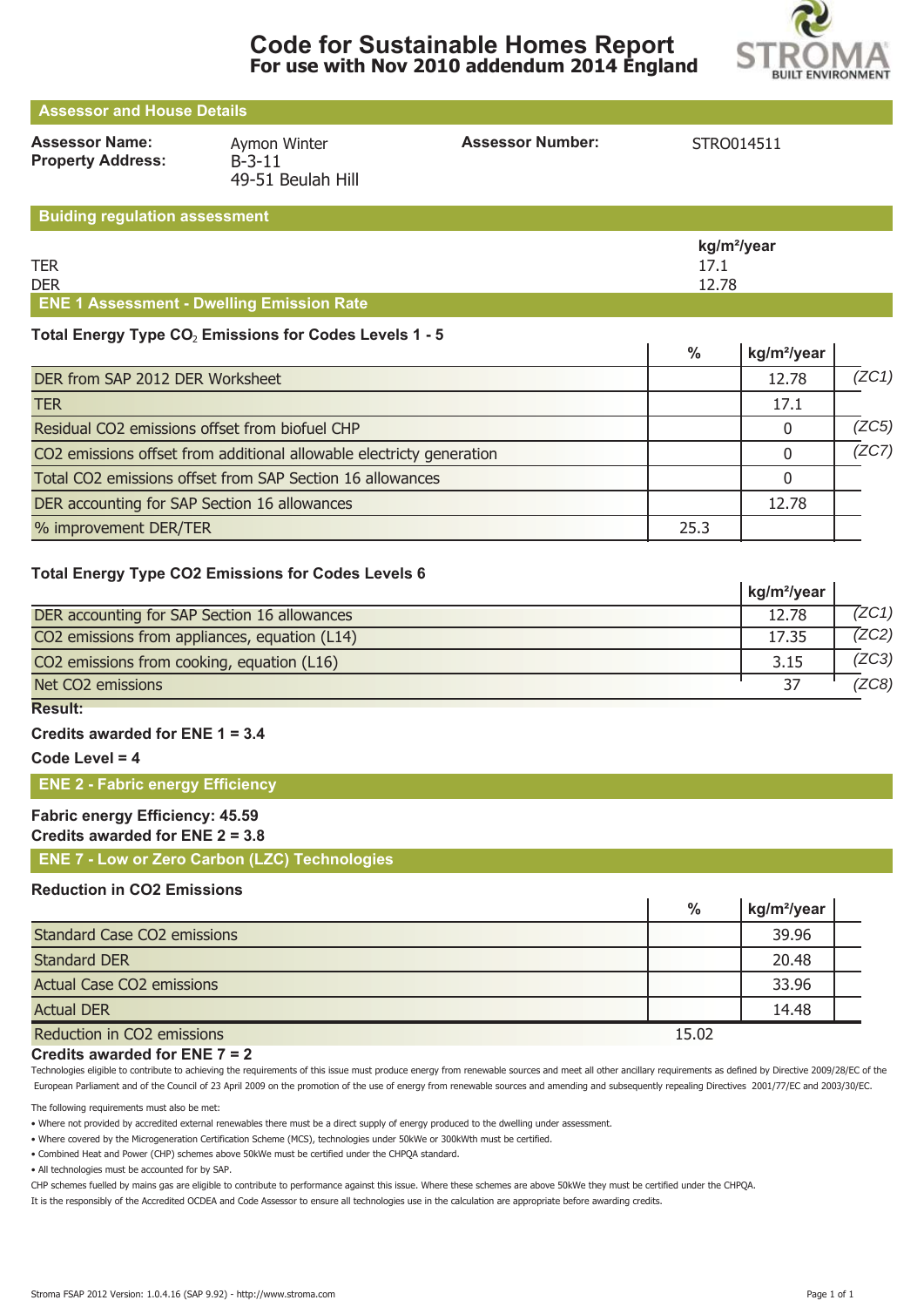# Code for Sustainable Homes Report
## For use with Nov 2010 addendum 2014 England

STROMA BUILT ENVIRONMENT

## Assessor and House Details

**Assessor Name:** Aymon Winter
**Assessor Number:** STRO014511
**Property Address:** B-3-11
49-51 Beulah Hill

## Buiding regulation assessment

| | kg/m²/year |
|---|---|
| TER | 17.1 |
| DER | 12.78 |

## ENE 1 Assessment - Dwelling Emission Rate

**Total Energy Type $CO_2$ Emissions for Codes Levels 1 - 5**

| | % | kg/m²/year | |
|---|---|---|---|
| DER from SAP 2012 DER Worksheet | | 12.78 | (ZC1) |
| TER | | 17.1 | |
| Residual CO2 emissions offset from biofuel CHP | | 0 | (ZC5) |
| CO2 emissions offset from additional allowable electricty generation | | 0 | (ZC7) |
| Total CO2 emissions offset from SAP Section 16 allowances | | 0 | |
| DER accounting for SAP Section 16 allowances | | 12.78 | |
| % improvement DER/TER | 25.3 | | |

**Total Energy Type CO2 Emissions for Codes Levels 6**

| | kg/m²/year | |
|---|---|---|
| DER accounting for SAP Section 16 allowances | 12.78 | (ZC1) |
| CO2 emissions from appliances, equation (L14) | 17.35 | (ZC2) |
| CO2 emissions from cooking, equation (L16) | 3.15 | (ZC3) |
| Net CO2 emissions | 37 | (ZC8) |

**Result:**

**Credits awarded for ENE 1 = 3.4**

**Code Level = 4**

## ENE 2 - Fabric energy Efficiency

**Fabric energy Efficiency: 45.59**
**Credits awarded for ENE 2 = 3.8**

## ENE 7 - Low or Zero Carbon (LZC) Technologies

**Reduction in CO2 Emissions**

| | % | kg/m²/year |
|---|---|---|
| Standard Case CO2 emissions | | 39.96 |
| Standard DER | | 20.48 |
| Actual Case CO2 emissions | | 33.96 |
| Actual DER | | 14.48 |
| Reduction in CO2 emissions | 15.02 | |

**Credits awarded for ENE 7 = 2**

Technologies eligible to contribute to achieving the requirements of this issue must produce energy from renewable sources and meet all other ancillary requirements as defined by Directive 2009/28/EC of the European Parliament and of the Council of 23 April 2009 on the promotion of the use of energy from renewable sources and amending and subsequently repealing Directives 2001/77/EC and 2003/30/EC.

The following requirements must also be met:

- Where not provided by accredited external renewables there must be a direct supply of energy produced to the dwelling under assessment.
- Where covered by the Microgeneration Certification Scheme (MCS), technologies under 50kWe or 300kWth must be certified.
- Combined Heat and Power (CHP) schemes above 50kWe must be certified under the CHPQA standard.
- All technologies must be accounted for by SAP.

CHP schemes fuelled by mains gas are eligible to contribute to performance against this issue. Where these schemes are above 50kWe they must be certified under the CHPQA.
It is the responsibly of the Accredited OCDEA and Code Assessor to ensure all technologies use in the calculation are appropriate before awarding credits.

Stroma FSAP 2012 Version: 1.0.4.16 (SAP 9.92) - http://www.stroma.com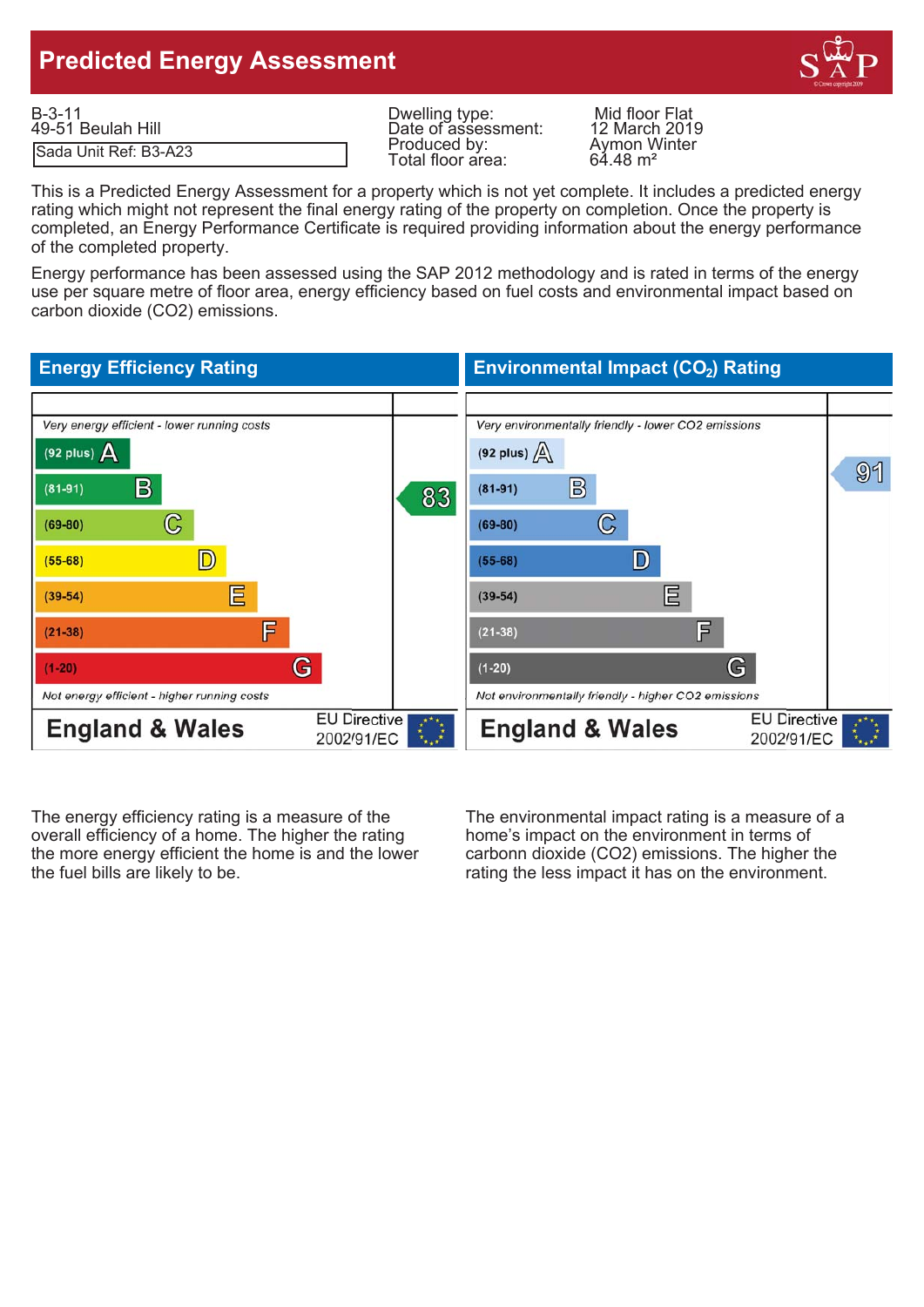# Predicted Energy Assessment

B-3-11
49-51 Beulah Hill

Sada Unit Ref: B3-A23

| | |
|---|---|
| Dwelling type: | Mid floor Flat |
| Date of assessment: | 12 March 2019 |
| Produced by: | Aymon Winter |
| Total floor area: | 64.48 m² |

This is a Predicted Energy Assessment for a property which is not yet complete. It includes a predicted energy rating which might not represent the final energy rating of the property on completion. Once the property is completed, an Energy Performance Certificate is required providing information about the energy performance of the completed property.

Energy performance has been assessed using the SAP 2012 methodology and is rated in terms of the energy use per square metre of floor area, energy efficiency based on fuel costs and environmental impact based on carbon dioxide ($CO_2$) emissions.

## Energy Efficiency Rating

*Very energy efficient - lower running costs*

| Band | Rating | Current |
|---|---|---|
| (92 plus) | A | |
| (81-91) | B | 83 |
| (69-80) | C | |
| (55-68) | D | |
| (39-54) | E | |
| (21-38) | F | |
| (1-20) | G | |

*Not energy efficient - higher running costs*

England & Wales — EU Directive 2002/91/EC

## Environmental Impact ($CO_2$) Rating

*Very environmentally friendly - lower CO2 emissions*

| Band | Rating | Current |
|---|---|---|
| (92 plus) | A | |
| (81-91) | B | 91 |
| (69-80) | C | |
| (55-68) | D | |
| (39-54) | E | |
| (21-38) | F | |
| (1-20) | G | |

*Not environmentally friendly - higher CO2 emissions*

England & Wales — EU Directive 2002/91/EC

The energy efficiency rating is a measure of the overall efficiency of a home. The higher the rating the more energy efficient the home is and the lower the fuel bills are likely to be.

The environmental impact rating is a measure of a home's impact on the environment in terms of carbonn dioxide ($CO_2$) emissions. The higher the rating the less impact it has on the environment.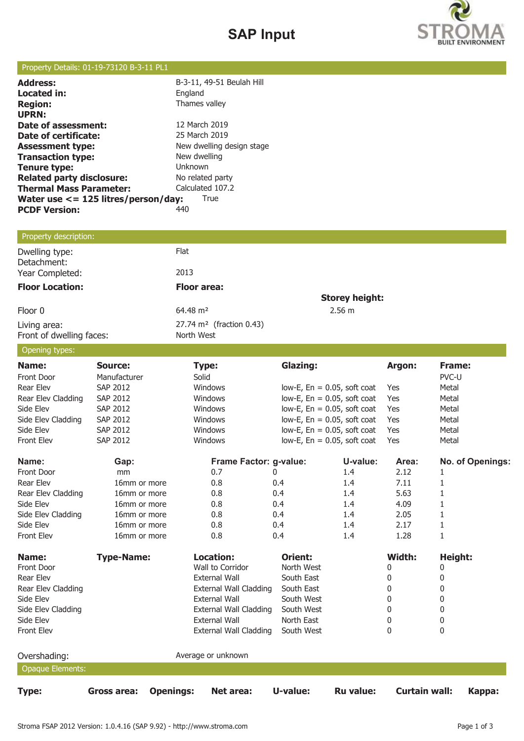# SAP Input

## Property Details: 01-19-73120 B-3-11 PL1

| | |
|---|---|
| **Address:** | B-3-11, 49-51 Beulah Hill |
| **Located in:** | England |
| **Region:** | Thames valley |
| **UPRN:** | |
| **Date of assessment:** | 12 March 2019 |
| **Date of certificate:** | 25 March 2019 |
| **Assessment type:** | New dwelling design stage |
| **Transaction type:** | New dwelling |
| **Tenure type:** | Unknown |
| **Related party disclosure:** | No related party |
| **Thermal Mass Parameter:** | Calculated 107.2 |
| **Water use <= 125 litres/person/day:** | True |
| **PCDF Version:** | 440 |

## Property description:

| | | |
|---|---|---|
| Dwelling type: | Flat | |
| Detachment: | | |
| Year Completed: | 2013 | |
| **Floor Location:** | **Floor area:** | **Storey height:** |
| Floor 0 | 64.48 m² | 2.56 m |
| Living area: | 27.74 m² (fraction 0.43) | |
| Front of dwelling faces: | North West | |

## Opening types:

| Name: | Source: | Type: | Glazing: | Argon: | Frame: |
|---|---|---|---|---|---|
| Front Door | Manufacturer | Solid | | | PVC-U |
| Rear Elev | SAP 2012 | Windows | low-E, En = 0.05, soft coat | Yes | Metal |
| Rear Elev Cladding | SAP 2012 | Windows | low-E, En = 0.05, soft coat | Yes | Metal |
| Side Elev | SAP 2012 | Windows | low-E, En = 0.05, soft coat | Yes | Metal |
| Side Elev Cladding | SAP 2012 | Windows | low-E, En = 0.05, soft coat | Yes | Metal |
| Side Elev | SAP 2012 | Windows | low-E, En = 0.05, soft coat | Yes | Metal |
| Front Elev | SAP 2012 | Windows | low-E, En = 0.05, soft coat | Yes | Metal |

| Name: | Gap: | Frame Factor: | g-value: | U-value: | Area: | No. of Openings: |
|---|---|---|---|---|---|---|
| Front Door | mm | 0.7 | 0 | 1.4 | 2.12 | 1 |
| Rear Elev | 16mm or more | 0.8 | 0.4 | 1.4 | 7.11 | 1 |
| Rear Elev Cladding | 16mm or more | 0.8 | 0.4 | 1.4 | 5.63 | 1 |
| Side Elev | 16mm or more | 0.8 | 0.4 | 1.4 | 4.09 | 1 |
| Side Elev Cladding | 16mm or more | 0.8 | 0.4 | 1.4 | 2.05 | 1 |
| Side Elev | 16mm or more | 0.8 | 0.4 | 1.4 | 2.17 | 1 |
| Front Elev | 16mm or more | 0.8 | 0.4 | 1.4 | 1.28 | 1 |

| Name: | Type-Name: | Location: | Orient: | Width: | Height: |
|---|---|---|---|---|---|
| Front Door | | Wall to Corridor | North West | 0 | 0 |
| Rear Elev | | External Wall | South East | 0 | 0 |
| Rear Elev Cladding | | External Wall Cladding | South East | 0 | 0 |
| Side Elev | | External Wall | South West | 0 | 0 |
| Side Elev Cladding | | External Wall Cladding | South West | 0 | 0 |
| Side Elev | | External Wall | North East | 0 | 0 |
| Front Elev | | External Wall Cladding | South West | 0 | 0 |

Overshading: Average or unknown

## Opaque Elements:

| Type: | Gross area: | Openings: | Net area: | U-value: | Ru value: | Curtain wall: | Kappa: |
|---|---|---|---|---|---|---|---|

Stroma FSAP 2012 Version: 1.0.4.16 (SAP 9.92) - http://www.stroma.com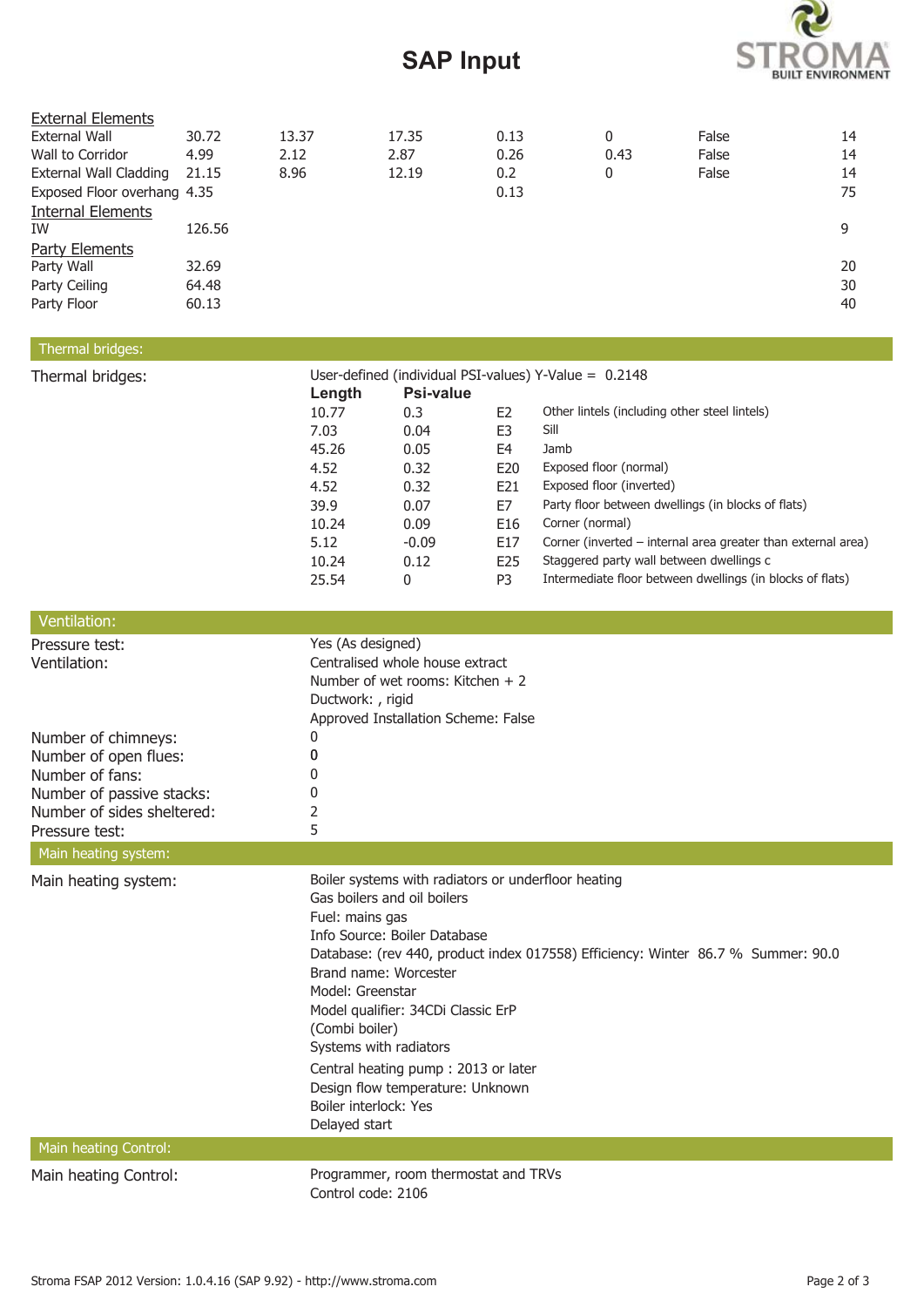# SAP Input

| External Elements | | | | | | | |
|---|---|---|---|---|---|---|---|
| External Wall | 30.72 | 13.37 | 17.35 | 0.13 | 0 | False | 14 |
| Wall to Corridor | 4.99 | 2.12 | 2.87 | 0.26 | 0.43 | False | 14 |
| External Wall Cladding | 21.15 | 8.96 | 12.19 | 0.2 | 0 | False | 14 |
| Exposed Floor overhang | 4.35 | | | 0.13 | | | 75 |
| **Internal Elements** | | | | | | | |
| IW | 126.56 | | | | | | 9 |
| **Party Elements** | | | | | | | |
| Party Wall | 32.69 | | | | | | 20 |
| Party Ceiling | 64.48 | | | | | | 30 |
| Party Floor | 60.13 | | | | | | 40 |

## Thermal bridges:

**Thermal bridges:**

User-defined (individual PSI-values) Y-Value = 0.2148

| Length | Psi-value | | |
|---|---|---|---|
| 10.77 | 0.3 | E2 | Other lintels (including other steel lintels) |
| 7.03 | 0.04 | E3 | Sill |
| 45.26 | 0.05 | E4 | Jamb |
| 4.52 | 0.32 | E20 | Exposed floor (normal) |
| 4.52 | 0.32 | E21 | Exposed floor (inverted) |
| 39.9 | 0.07 | E7 | Party floor between dwellings (in blocks of flats) |
| 10.24 | 0.09 | E16 | Corner (normal) |
| 5.12 | -0.09 | E17 | Corner (inverted – internal area greater than external area) |
| 10.24 | 0.12 | E25 | Staggered party wall between dwellings c |
| 25.54 | 0 | P3 | Intermediate floor between dwellings (in blocks of flats) |

## Ventilation:

| | |
|---|---|
| Pressure test: | Yes (As designed) |
| Ventilation: | Centralised whole house extract<br>Number of wet rooms: Kitchen + 2<br>Ductwork: , rigid<br>Approved Installation Scheme: False |
| Number of chimneys: | 0 |
| Number of open flues: | 0 |
| Number of fans: | 0 |
| Number of passive stacks: | 0 |
| Number of sides sheltered: | 2 |
| Pressure test: | 5 |

## Main heating system:

**Main heating system:**

Boiler systems with radiators or underfloor heating
Gas boilers and oil boilers
Fuel: mains gas
Info Source: Boiler Database
Database: (rev 440, product index 017558) Efficiency: Winter 86.7 % Summer: 90.0
Brand name: Worcester
Model: Greenstar
Model qualifier: 34CDi Classic ErP
(Combi boiler)
Systems with radiators
Central heating pump : 2013 or later
Design flow temperature: Unknown
Boiler interlock: Yes
Delayed start

## Main heating Control:

**Main heating Control:**

Programmer, room thermostat and TRVs
Control code: 2106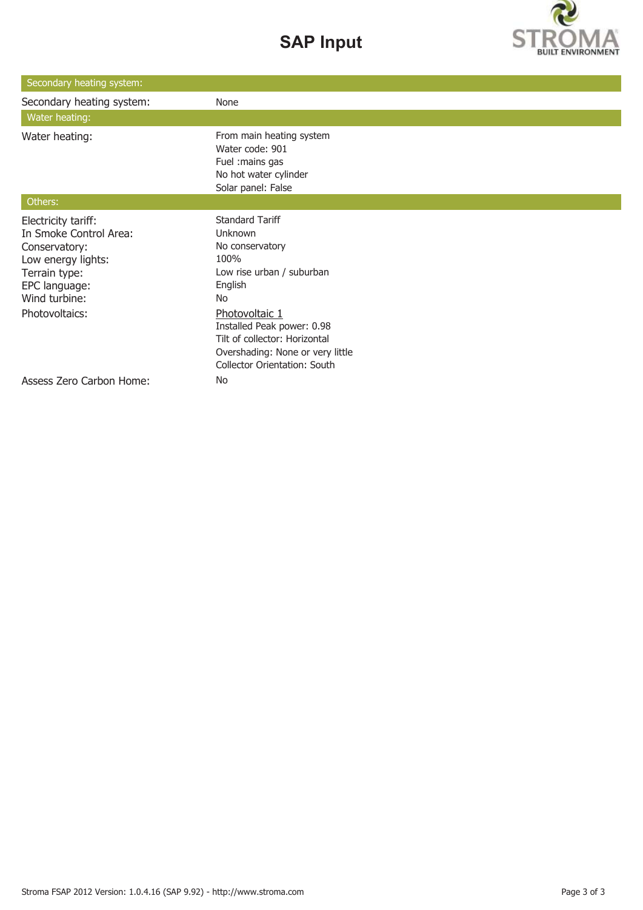# SAP Input

| Secondary heating system: | |
|---|---|
| Secondary heating system: | None |

| Water heating: | |
|---|---|
| Water heating: | From main heating system<br>Water code: 901<br>Fuel :mains gas<br>No hot water cylinder<br>Solar panel: False |

| Others: | |
|---|---|
| Electricity tariff: | Standard Tariff |
| In Smoke Control Area: | Unknown |
| Conservatory: | No conservatory |
| Low energy lights: | 100% |
| Terrain type: | Low rise urban / suburban |
| EPC language: | English |
| Wind turbine: | No |
| Photovoltaics: | Photovoltaic 1<br>Installed Peak power: 0.98<br>Tilt of collector: Horizontal<br>Overshading: None or very little<br>Collector Orientation: South |
| Assess Zero Carbon Home: | No |

Stroma FSAP 2012 Version: 1.0.4.16 (SAP 9.92) - http://www.stroma.com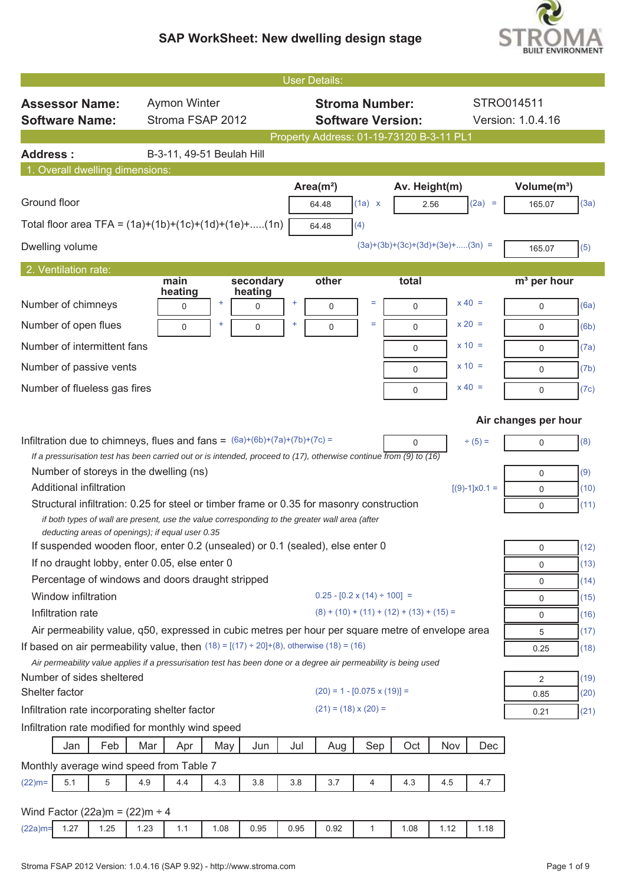# SAP WorkSheet: New dwelling design stage

**User Details:**

| | | | |
|---|---|---|---|
| **Assessor Name:** | Aymon Winter | **Stroma Number:** | STRO014511 |
| **Software Name:** | Stroma FSAP 2012 | **Software Version:** | Version: 1.0.4.16 |

**Property Address: 01-19-73120 B-3-11 PL1**

**Address :** B-3-11, 49-51 Beulah Hill

## 1. Overall dwelling dimensions:

| | Area(m²) | | Av. Height(m) | | Volume(m³) | |
|---|---|---|---|---|---|---|
| Ground floor | 64.48 | (1a) x | 2.56 | (2a) = | 165.07 | (3a) |
| Total floor area TFA = (1a)+(1b)+(1c)+(1d)+(1e)+.....(1n) | 64.48 | (4) | | | | |
| Dwelling volume | | | (3a)+(3b)+(3c)+(3d)+(3e)+.....(3n) = | | 165.07 | (5) |

## 2. Ventilation rate:

| | main heating | | secondary heating | | other | | total | | m³ per hour | |
|---|---|---|---|---|---|---|---|---|---|---|
| Number of chimneys | 0 | + | 0 | + | 0 | = | 0 | x 40 = | 0 | (6a) |
| Number of open flues | 0 | + | 0 | + | 0 | = | 0 | x 20 = | 0 | (6b) |
| Number of intermittent fans | | | | | | | 0 | x 10 = | 0 | (7a) |
| Number of passive vents | | | | | | | 0 | x 10 = | 0 | (7b) |
| Number of flueless gas fires | | | | | | | 0 | x 40 = | 0 | (7c) |

**Air changes per hour**

| | | | | |
|---|---|---|---|---|
| Infiltration due to chimneys, flues and fans = (6a)+(6b)+(7a)+(7b)+(7c) = | 0 | ÷ (5) = | 0 | (8) |

*If a pressurisation test has been carried out or is intended, proceed to (17), otherwise continue from (9) to (16)*

| | | | |
|---|---|---|---|
| Number of storeys in the dwelling (ns) | | 0 | (9) |
| Additional infiltration | [(9)-1]x0.1 = | 0 | (10) |
| Structural infiltration: 0.25 for steel or timber frame or 0.35 for masonry construction | | 0 | (11) |

*if both types of wall are present, use the value corresponding to the greater wall area (after deducting areas of openings); if equal user 0.35*

| | | | |
|---|---|---|---|
| If suspended wooden floor, enter 0.2 (unsealed) or 0.1 (sealed), else enter 0 | | 0 | (12) |
| If no draught lobby, enter 0.05, else enter 0 | | 0 | (13) |
| Percentage of windows and doors draught stripped | | 0 | (14) |
| Window infiltration | 0.25 - [0.2 x (14) ÷ 100] = | 0 | (15) |
| Infiltration rate | (8) + (10) + (11) + (12) + (13) + (15) = | 0 | (16) |
| Air permeability value, q50, expressed in cubic metres per hour per square metre of envelope area | | 5 | (17) |
| If based on air permeability value, then | (18) = [(17) ÷ 20]+(8), otherwise (18) = (16) | 0.25 | (18) |

*Air permeability value applies if a pressurisation test has been done or a degree air permeability is being used*

| | | | |
|---|---|---|---|
| Number of sides sheltered | | 2 | (19) |
| Shelter factor | (20) = 1 - [0.075 x (19)] = | 0.85 | (20) |
| Infiltration rate incorporating shelter factor | (21) = (18) x (20) = | 0.21 | (21) |

Infiltration rate modified for monthly wind speed

| | Jan | Feb | Mar | Apr | May | Jun | Jul | Aug | Sep | Oct | Nov | Dec |
|---|---|---|---|---|---|---|---|---|---|---|---|---|

Monthly average wind speed from Table 7

| | Jan | Feb | Mar | Apr | May | Jun | Jul | Aug | Sep | Oct | Nov | Dec |
|---|---|---|---|---|---|---|---|---|---|---|---|---|
| (22)m= | 5.1 | 5 | 4.9 | 4.4 | 4.3 | 3.8 | 3.8 | 3.7 | 4 | 4.3 | 4.5 | 4.7 |

Wind Factor (22a)m = (22)m ÷ 4

| | Jan | Feb | Mar | Apr | May | Jun | Jul | Aug | Sep | Oct | Nov | Dec |
|---|---|---|---|---|---|---|---|---|---|---|---|---|
| (22a)m= | 1.27 | 1.25 | 1.23 | 1.1 | 1.08 | 0.95 | 0.95 | 0.92 | 1 | 1.08 | 1.12 | 1.18 |

Stroma FSAP 2012 Version: 1.0.4.16 (SAP 9.92) - http://www.stroma.com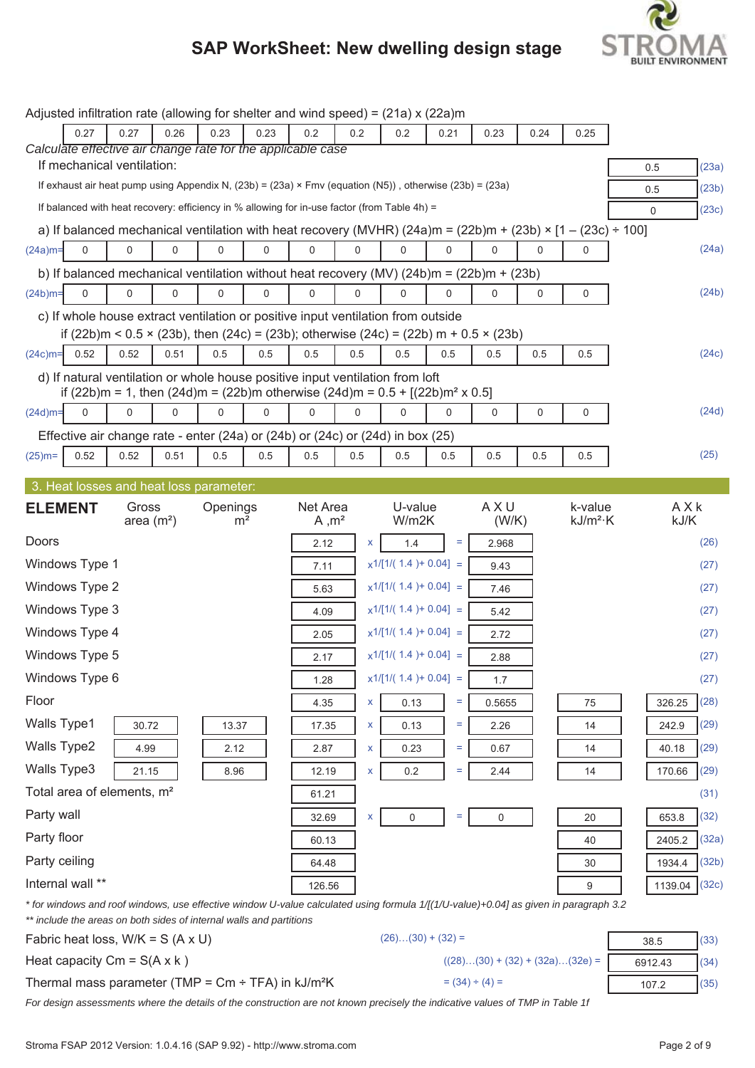# SAP WorkSheet: New dwelling design stage

Adjusted infiltration rate (allowing for shelter and wind speed) = (21a) x (22a)m

| 0.27 | 0.27 | 0.26 | 0.23 | 0.23 | 0.2 | 0.2 | 0.2 | 0.21 | 0.23 | 0.24 | 0.25 |
|---|---|---|---|---|---|---|---|---|---|---|---|

*Calculate effective air change rate for the applicable case*

If mechanical ventilation: 0.5 (23a)

If exhaust air heat pump using Appendix N, (23b) = (23a) × Fmv (equation (N5)) , otherwise (23b) = (23a) 0.5 (23b)

If balanced with heat recovery: efficiency in % allowing for in-use factor (from Table 4h) = 0 (23c)

a) If balanced mechanical ventilation with heat recovery (MVHR) (24a)m = (22b)m + (23b) × [1 – (23c) ÷ 100]

| (24a)m= | 0 | 0 | 0 | 0 | 0 | 0 | 0 | 0 | 0 | 0 | 0 | 0 | (24a) |
|---|---|---|---|---|---|---|---|---|---|---|---|---|---|

b) If balanced mechanical ventilation without heat recovery (MV) (24b)m = (22b)m + (23b)

| (24b)m= | 0 | 0 | 0 | 0 | 0 | 0 | 0 | 0 | 0 | 0 | 0 | 0 | (24b) |
|---|---|---|---|---|---|---|---|---|---|---|---|---|---|

c) If whole house extract ventilation or positive input ventilation from outside
if (22b)m < 0.5 × (23b), then (24c) = (23b); otherwise (24c) = (22b) m + 0.5 × (23b)

| (24c)m= | 0.52 | 0.52 | 0.51 | 0.5 | 0.5 | 0.5 | 0.5 | 0.5 | 0.5 | 0.5 | 0.5 | 0.5 | (24c) |
|---|---|---|---|---|---|---|---|---|---|---|---|---|---|

d) If natural ventilation or whole house positive input ventilation from loft
if (22b)m = 1, then (24d)m = (22b)m otherwise (24d)m = 0.5 + [(22b)m² x 0.5]

| (24d)m= | 0 | 0 | 0 | 0 | 0 | 0 | 0 | 0 | 0 | 0 | 0 | 0 | (24d) |
|---|---|---|---|---|---|---|---|---|---|---|---|---|---|

Effective air change rate - enter (24a) or (24b) or (24c) or (24d) in box (25)

| (25)m= | 0.52 | 0.52 | 0.51 | 0.5 | 0.5 | 0.5 | 0.5 | 0.5 | 0.5 | 0.5 | 0.5 | 0.5 | (25) |
|---|---|---|---|---|---|---|---|---|---|---|---|---|---|

## 3. Heat losses and heat loss parameter:

| ELEMENT | Gross area (m²) | Openings m² | Net Area A ,m² | | U-value W/m2K | | A X U (W/K) | k-value kJ/m²·K | A X k kJ/K | |
|---|---|---|---|---|---|---|---|---|---|---|
| Doors | | | 2.12 | x | 1.4 | = | 2.968 | | | (26) |
| Windows Type 1 | | | 7.11 | x1/[1/( 1.4 )+ 0.04] | | = | 9.43 | | | (27) |
| Windows Type 2 | | | 5.63 | x1/[1/( 1.4 )+ 0.04] | | = | 7.46 | | | (27) |
| Windows Type 3 | | | 4.09 | x1/[1/( 1.4 )+ 0.04] | | = | 5.42 | | | (27) |
| Windows Type 4 | | | 2.05 | x1/[1/( 1.4 )+ 0.04] | | = | 2.72 | | | (27) |
| Windows Type 5 | | | 2.17 | x1/[1/( 1.4 )+ 0.04] | | = | 2.88 | | | (27) |
| Windows Type 6 | | | 1.28 | x1/[1/( 1.4 )+ 0.04] | | = | 1.7 | | | (27) |
| Floor | | | 4.35 | x | 0.13 | = | 0.5655 | 75 | 326.25 | (28) |
| Walls Type1 | 30.72 | 13.37 | 17.35 | x | 0.13 | = | 2.26 | 14 | 242.9 | (29) |
| Walls Type2 | 4.99 | 2.12 | 2.87 | x | 0.23 | = | 0.67 | 14 | 40.18 | (29) |
| Walls Type3 | 21.15 | 8.96 | 12.19 | x | 0.2 | = | 2.44 | 14 | 170.66 | (29) |
| Total area of elements, m² | | | 61.21 | | | | | | | (31) |
| Party wall | | | 32.69 | x | 0 | = | 0 | 20 | 653.8 | (32) |
| Party floor | | | 60.13 | | | | | 40 | 2405.2 | (32a) |
| Party ceiling | | | 64.48 | | | | | 30 | 1934.4 | (32b) |
| Internal wall ** | | | 126.56 | | | | | 9 | 1139.04 | (32c) |

*\* for windows and roof windows, use effective window U-value calculated using formula 1/[(1/U-value)+0.04] as given in paragraph 3.2*
*\*\* include the areas on both sides of internal walls and partitions*

Fabric heat loss, W/K = S (A x U) (26)…(30) + (32) = 38.5 (33)

Heat capacity Cm = S(A x k ) ((28)…(30) + (32) + (32a)…(32e) = 6912.43 (34)

Thermal mass parameter (TMP = Cm ÷ TFA) in kJ/m²K = (34) ÷ (4) = 107.2 (35)

*For design assessments where the details of the construction are not known precisely the indicative values of TMP in Table 1f*

Stroma FSAP 2012 Version: 1.0.4.16 (SAP 9.92) - http://www.stroma.com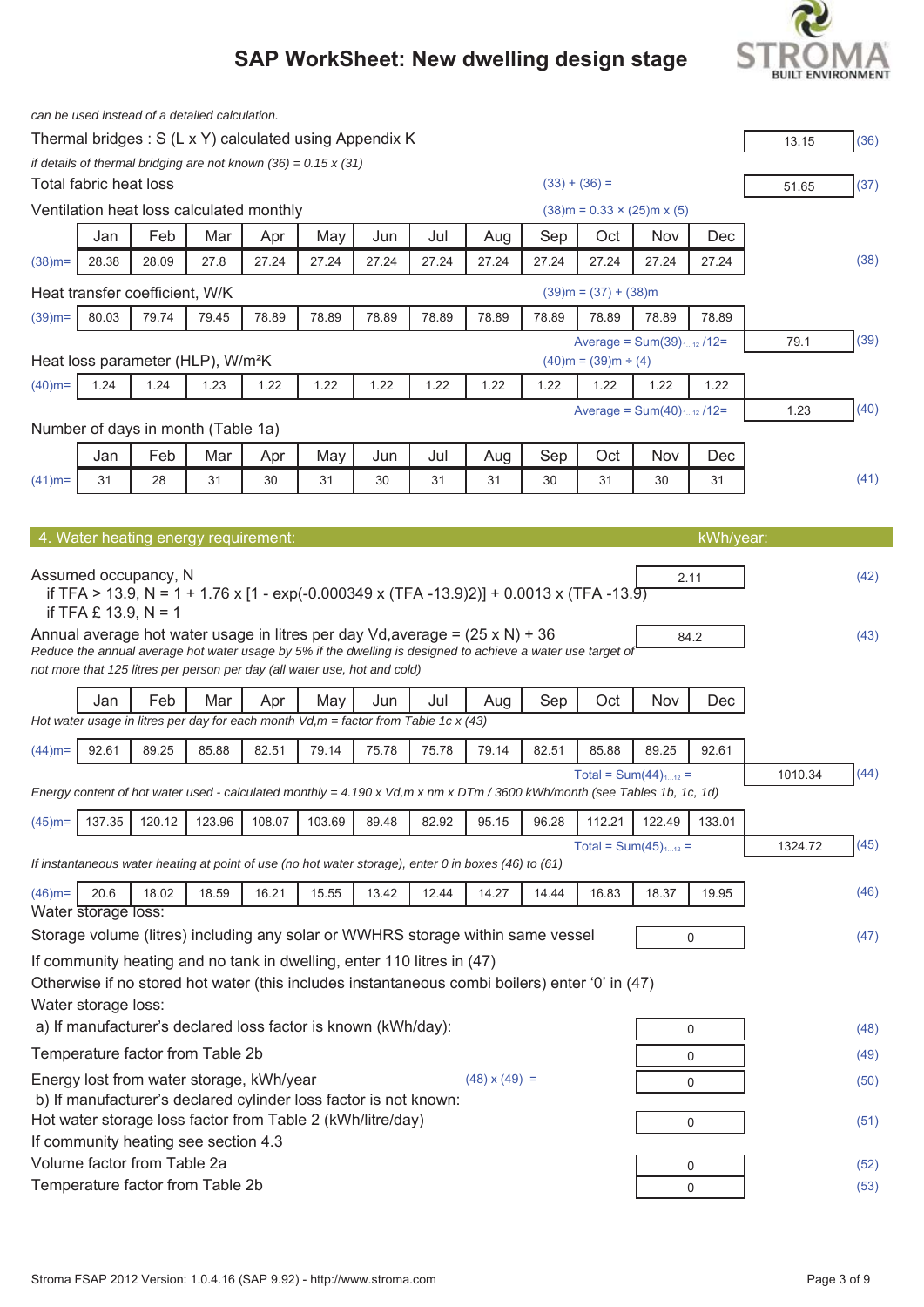*can be used instead of a detailed calculation.*

Thermal bridges : S (L x Y) calculated using Appendix K | 13.15 | (36)

*if details of thermal bridging are not known (36) = 0.15 x (31)*

Total fabric heat loss (33) + (36) = | 51.65 | (37)

Ventilation heat loss calculated monthly (38)m = 0.33 × (25)m x (5)

| | Jan | Feb | Mar | Apr | May | Jun | Jul | Aug | Sep | Oct | Nov | Dec | | |
|---|---|---|---|---|---|---|---|---|---|---|---|---|---|---|
| (38)m= | 28.38 | 28.09 | 27.8 | 27.24 | 27.24 | 27.24 | 27.24 | 27.24 | 27.24 | 27.24 | 27.24 | 27.24 | | (38) |

Heat transfer coefficient, W/K (39)m = (37) + (38)m

| | | | | | | | | | | | | | | |
|---|---|---|---|---|---|---|---|---|---|---|---|---|---|---|
| (39)m= | 80.03 | 79.74 | 79.45 | 78.89 | 78.89 | 78.89 | 78.89 | 78.89 | 78.89 | 78.89 | 78.89 | 78.89 | | |
| | | | | | | | | | Average = Sum(39)$_{1...12}$ /12= | | | | 79.1 | (39) |

Heat loss parameter (HLP), W/m²K (40)m = (39)m ÷ (4)

| | | | | | | | | | | | | | | |
|---|---|---|---|---|---|---|---|---|---|---|---|---|---|---|
| (40)m= | 1.24 | 1.24 | 1.23 | 1.22 | 1.22 | 1.22 | 1.22 | 1.22 | 1.22 | 1.22 | 1.22 | 1.22 | | |
| | | | | | | | | | Average = Sum(40)$_{1...12}$ /12= | | | | 1.23 | (40) |

Number of days in month (Table 1a)

| | Jan | Feb | Mar | Apr | May | Jun | Jul | Aug | Sep | Oct | Nov | Dec | | |
|---|---|---|---|---|---|---|---|---|---|---|---|---|---|---|
| (41)m= | 31 | 28 | 31 | 30 | 31 | 30 | 31 | 31 | 30 | 31 | 30 | 31 | | (41) |

## 4. Water heating energy requirement: kWh/year:

Assumed occupancy, N | 2.11 | (42)

if TFA > 13.9, N = 1 + 1.76 x [1 - exp(-0.000349 x (TFA -13.9)2)] + 0.0013 x (TFA -13.9)

if TFA £ 13.9, N = 1

Annual average hot water usage in litres per day Vd,average = (25 x N) + 36 | 84.2 | (43)

*Reduce the annual average hot water usage by 5% if the dwelling is designed to achieve a water use target of not more that 125 litres per person per day (all water use, hot and cold)*

| | Jan | Feb | Mar | Apr | May | Jun | Jul | Aug | Sep | Oct | Nov | Dec | | |
|---|---|---|---|---|---|---|---|---|---|---|---|---|---|---|
| *Hot water usage in litres per day for each month Vd,m = factor from Table 1c x (43)* | | | | | | | | | | | | | | |
| (44)m= | 92.61 | 89.25 | 85.88 | 82.51 | 79.14 | 75.78 | 75.78 | 79.14 | 82.51 | 85.88 | 89.25 | 92.61 | | |
| | | | | | | | | | Total = Sum(44)$_{1...12}$ = | | | | 1010.34 | (44) |
| *Energy content of hot water used - calculated monthly = 4.190 x Vd,m x nm x DTm / 3600 kWh/month (see Tables 1b, 1c, 1d)* | | | | | | | | | | | | | | |
| (45)m= | 137.35 | 120.12 | 123.96 | 108.07 | 103.69 | 89.48 | 82.92 | 95.15 | 96.28 | 112.21 | 122.49 | 133.01 | | |
| | | | | | | | | | Total = Sum(45)$_{1...12}$ = | | | | 1324.72 | (45) |
| *If instantaneous water heating at point of use (no hot water storage), enter 0 in boxes (46) to (61)* | | | | | | | | | | | | | | |
| (46)m= | 20.6 | 18.02 | 18.59 | 16.21 | 15.55 | 13.42 | 12.44 | 14.27 | 14.44 | 16.83 | 18.37 | 19.95 | | (46) |

Water storage loss:

Storage volume (litres) including any solar or WWHRS storage within same vessel | 0 | (47)

If community heating and no tank in dwelling, enter 110 litres in (47)

Otherwise if no stored hot water (this includes instantaneous combi boilers) enter '0' in (47)

Water storage loss:

a) If manufacturer's declared loss factor is known (kWh/day): | 0 | (48)

Temperature factor from Table 2b | 0 | (49)

Energy lost from water storage, kWh/year (48) x (49) = | 0 | (50)

b) If manufacturer's declared cylinder loss factor is not known:

Hot water storage loss factor from Table 2 (kWh/litre/day) | 0 | (51)

If community heating see section 4.3

Volume factor from Table 2a | 0 | (52)

Temperature factor from Table 2b | 0 | (53)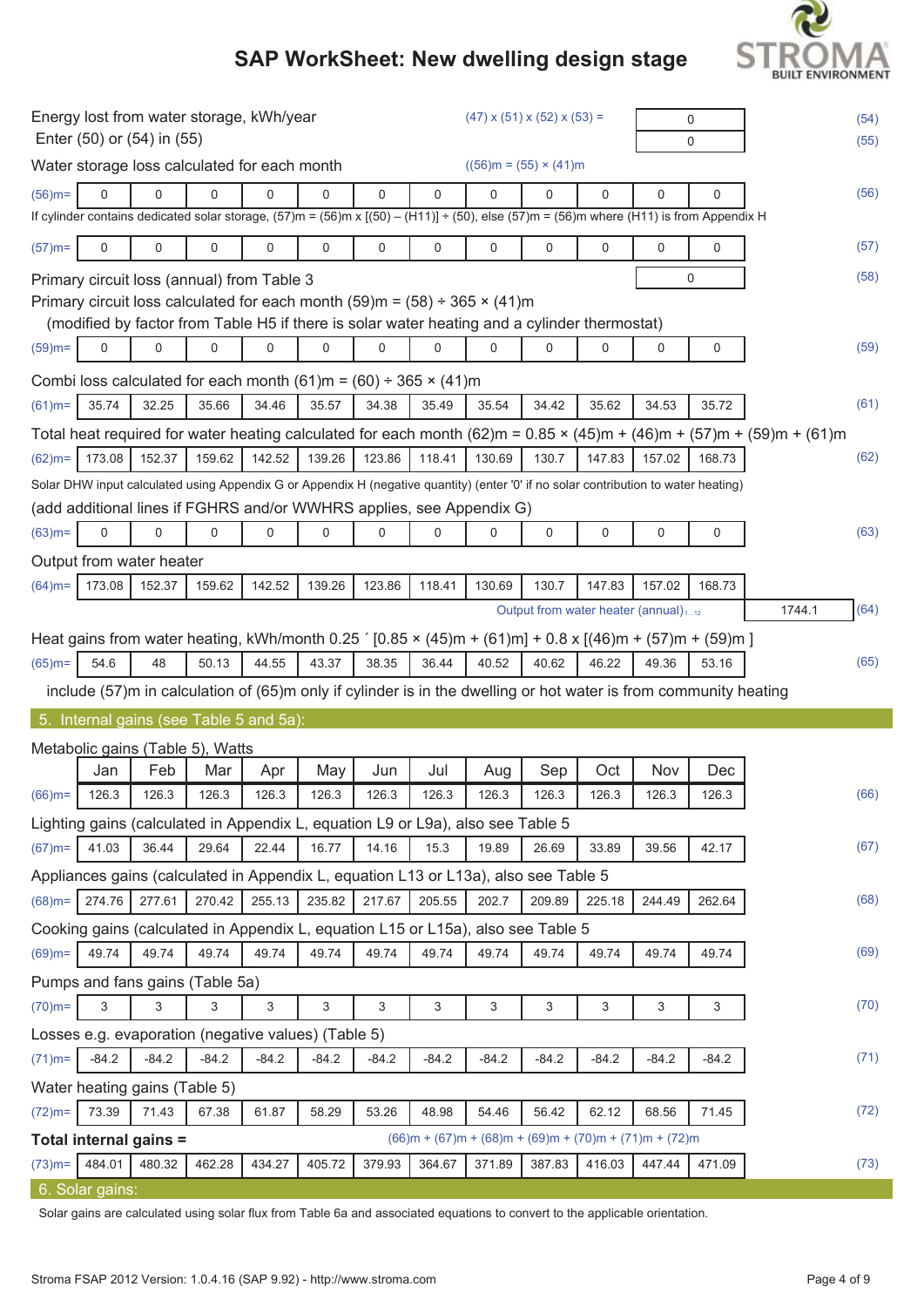# SAP WorkSheet: New dwelling design stage

| | | | |
|---|---|---|---|
| Energy lost from water storage, kWh/year | (47) x (51) x (52) x (53) = | 0 | (54) |
| Enter (50) or (54) in (55) | | 0 | (55) |

Water storage loss calculated for each month ((56)m = (55) × (41)m

| | | | | | | | | | | | | | |
|---|---|---|---|---|---|---|---|---|---|---|---|---|---|
| (56)m= | 0 | 0 | 0 | 0 | 0 | 0 | 0 | 0 | 0 | 0 | 0 | 0 | (56) |

If cylinder contains dedicated solar storage, (57)m = (56)m x [(50) – (H11)] ÷ (50), else (57)m = (56)m where (H11) is from Appendix H

| | | | | | | | | | | | | | |
|---|---|---|---|---|---|---|---|---|---|---|---|---|---|
| (57)m= | 0 | 0 | 0 | 0 | 0 | 0 | 0 | 0 | 0 | 0 | 0 | 0 | (57) |

Primary circuit loss (annual) from Table 3 — 0 (58)

Primary circuit loss calculated for each month (59)m = (58) ÷ 365 × (41)m
(modified by factor from Table H5 if there is solar water heating and a cylinder thermostat)

| | | | | | | | | | | | | | |
|---|---|---|---|---|---|---|---|---|---|---|---|---|---|
| (59)m= | 0 | 0 | 0 | 0 | 0 | 0 | 0 | 0 | 0 | 0 | 0 | 0 | (59) |

Combi loss calculated for each month (61)m = (60) ÷ 365 × (41)m

| | | | | | | | | | | | | | |
|---|---|---|---|---|---|---|---|---|---|---|---|---|---|
| (61)m= | 35.74 | 32.25 | 35.66 | 34.46 | 35.57 | 34.38 | 35.49 | 35.54 | 34.42 | 35.62 | 34.53 | 35.72 | (61) |

Total heat required for water heating calculated for each month (62)m = 0.85 × (45)m + (46)m + (57)m + (59)m + (61)m

| | | | | | | | | | | | | | |
|---|---|---|---|---|---|---|---|---|---|---|---|---|---|
| (62)m= | 173.08 | 152.37 | 159.62 | 142.52 | 139.26 | 123.86 | 118.41 | 130.69 | 130.7 | 147.83 | 157.02 | 168.73 | (62) |

Solar DHW input calculated using Appendix G or Appendix H (negative quantity) (enter '0' if no solar contribution to water heating)
(add additional lines if FGHRS and/or WWHRS applies, see Appendix G)

| | | | | | | | | | | | | | |
|---|---|---|---|---|---|---|---|---|---|---|---|---|---|
| (63)m= | 0 | 0 | 0 | 0 | 0 | 0 | 0 | 0 | 0 | 0 | 0 | 0 | (63) |

Output from water heater

| | | | | | | | | | | | | | |
|---|---|---|---|---|---|---|---|---|---|---|---|---|---|
| (64)m= | 173.08 | 152.37 | 159.62 | 142.52 | 139.26 | 123.86 | 118.41 | 130.69 | 130.7 | 147.83 | 157.02 | 168.73 | |

Output from water heater (annual)$_{1...12}$ — 1744.1 (64)

Heat gains from water heating, kWh/month 0.25 ´ [0.85 × (45)m + (61)m] + 0.8 x [(46)m + (57)m + (59)m ]

| | | | | | | | | | | | | | |
|---|---|---|---|---|---|---|---|---|---|---|---|---|---|
| (65)m= | 54.6 | 48 | 50.13 | 44.55 | 43.37 | 38.35 | 36.44 | 40.52 | 40.62 | 46.22 | 49.36 | 53.16 | (65) |

include (57)m in calculation of (65)m only if cylinder is in the dwelling or hot water is from community heating

## 5. Internal gains (see Table 5 and 5a):

Metabolic gains (Table 5), Watts

| | Jan | Feb | Mar | Apr | May | Jun | Jul | Aug | Sep | Oct | Nov | Dec | |
|---|---|---|---|---|---|---|---|---|---|---|---|---|---|
| (66)m= | 126.3 | 126.3 | 126.3 | 126.3 | 126.3 | 126.3 | 126.3 | 126.3 | 126.3 | 126.3 | 126.3 | 126.3 | (66) |

Lighting gains (calculated in Appendix L, equation L9 or L9a), also see Table 5

| | | | | | | | | | | | | | |
|---|---|---|---|---|---|---|---|---|---|---|---|---|---|
| (67)m= | 41.03 | 36.44 | 29.64 | 22.44 | 16.77 | 14.16 | 15.3 | 19.89 | 26.69 | 33.89 | 39.56 | 42.17 | (67) |

Appliances gains (calculated in Appendix L, equation L13 or L13a), also see Table 5

| | | | | | | | | | | | | | |
|---|---|---|---|---|---|---|---|---|---|---|---|---|---|
| (68)m= | 274.76 | 277.61 | 270.42 | 255.13 | 235.82 | 217.67 | 205.55 | 202.7 | 209.89 | 225.18 | 244.49 | 262.64 | (68) |

Cooking gains (calculated in Appendix L, equation L15 or L15a), also see Table 5

| | | | | | | | | | | | | | |
|---|---|---|---|---|---|---|---|---|---|---|---|---|---|
| (69)m= | 49.74 | 49.74 | 49.74 | 49.74 | 49.74 | 49.74 | 49.74 | 49.74 | 49.74 | 49.74 | 49.74 | 49.74 | (69) |

Pumps and fans gains (Table 5a)

| | | | | | | | | | | | | | |
|---|---|---|---|---|---|---|---|---|---|---|---|---|---|
| (70)m= | 3 | 3 | 3 | 3 | 3 | 3 | 3 | 3 | 3 | 3 | 3 | 3 | (70) |

Losses e.g. evaporation (negative values) (Table 5)

| | | | | | | | | | | | | | |
|---|---|---|---|---|---|---|---|---|---|---|---|---|---|
| (71)m= | -84.2 | -84.2 | -84.2 | -84.2 | -84.2 | -84.2 | -84.2 | -84.2 | -84.2 | -84.2 | -84.2 | -84.2 | (71) |

Water heating gains (Table 5)

| | | | | | | | | | | | | | |
|---|---|---|---|---|---|---|---|---|---|---|---|---|---|
| (72)m= | 73.39 | 71.43 | 67.38 | 61.87 | 58.29 | 53.26 | 48.98 | 54.46 | 56.42 | 62.12 | 68.56 | 71.45 | (72) |

**Total internal gains =** (66)m + (67)m + (68)m + (69)m + (70)m + (71)m + (72)m

| | | | | | | | | | | | | | |
|---|---|---|---|---|---|---|---|---|---|---|---|---|---|
| (73)m= | 484.01 | 480.32 | 462.28 | 434.27 | 405.72 | 379.93 | 364.67 | 371.89 | 387.83 | 416.03 | 447.44 | 471.09 | (73) |

## 6. Solar gains:

Solar gains are calculated using solar flux from Table 6a and associated equations to convert to the applicable orientation.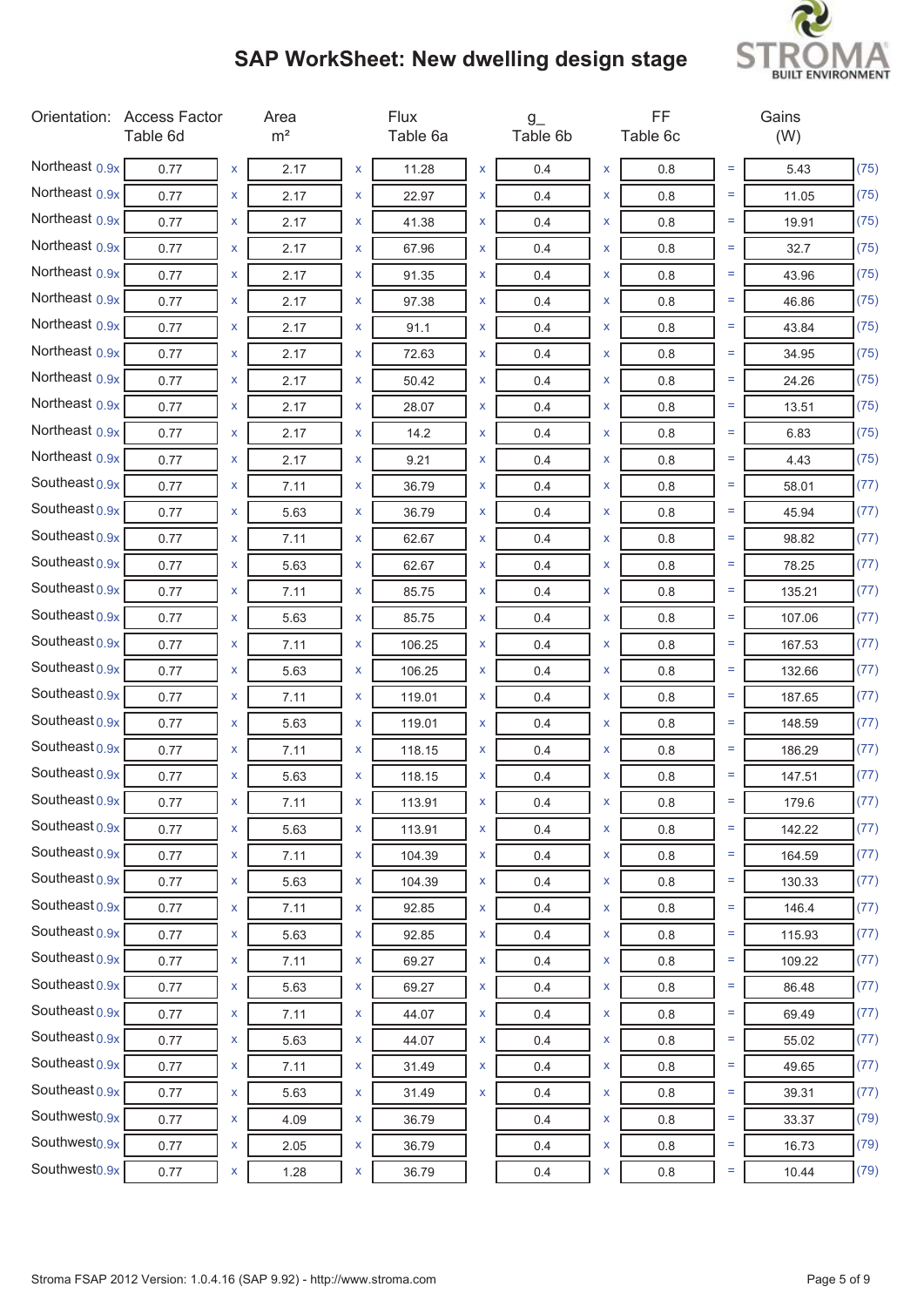## SAP WorkSheet: New dwelling design stage

| Orientation: | Access Factor Table 6d | | Area m² | | Flux Table 6a | | g_ Table 6b | | FF Table 6c | | Gains (W) | |
|---|---|---|---|---|---|---|---|---|---|---|---|---|
| Northeast 0.9x | 0.77 | x | 2.17 | x | 11.28 | x | 0.4 | x | 0.8 | = | 5.43 | (75) |
| Northeast 0.9x | 0.77 | x | 2.17 | x | 22.97 | x | 0.4 | x | 0.8 | = | 11.05 | (75) |
| Northeast 0.9x | 0.77 | x | 2.17 | x | 41.38 | x | 0.4 | x | 0.8 | = | 19.91 | (75) |
| Northeast 0.9x | 0.77 | x | 2.17 | x | 67.96 | x | 0.4 | x | 0.8 | = | 32.7 | (75) |
| Northeast 0.9x | 0.77 | x | 2.17 | x | 91.35 | x | 0.4 | x | 0.8 | = | 43.96 | (75) |
| Northeast 0.9x | 0.77 | x | 2.17 | x | 97.38 | x | 0.4 | x | 0.8 | = | 46.86 | (75) |
| Northeast 0.9x | 0.77 | x | 2.17 | x | 91.1 | x | 0.4 | x | 0.8 | = | 43.84 | (75) |
| Northeast 0.9x | 0.77 | x | 2.17 | x | 72.63 | x | 0.4 | x | 0.8 | = | 34.95 | (75) |
| Northeast 0.9x | 0.77 | x | 2.17 | x | 50.42 | x | 0.4 | x | 0.8 | = | 24.26 | (75) |
| Northeast 0.9x | 0.77 | x | 2.17 | x | 28.07 | x | 0.4 | x | 0.8 | = | 13.51 | (75) |
| Northeast 0.9x | 0.77 | x | 2.17 | x | 14.2 | x | 0.4 | x | 0.8 | = | 6.83 | (75) |
| Northeast 0.9x | 0.77 | x | 2.17 | x | 9.21 | x | 0.4 | x | 0.8 | = | 4.43 | (75) |
| Southeast 0.9x | 0.77 | x | 7.11 | x | 36.79 | x | 0.4 | x | 0.8 | = | 58.01 | (77) |
| Southeast 0.9x | 0.77 | x | 5.63 | x | 36.79 | x | 0.4 | x | 0.8 | = | 45.94 | (77) |
| Southeast 0.9x | 0.77 | x | 7.11 | x | 62.67 | x | 0.4 | x | 0.8 | = | 98.82 | (77) |
| Southeast 0.9x | 0.77 | x | 5.63 | x | 62.67 | x | 0.4 | x | 0.8 | = | 78.25 | (77) |
| Southeast 0.9x | 0.77 | x | 7.11 | x | 85.75 | x | 0.4 | x | 0.8 | = | 135.21 | (77) |
| Southeast 0.9x | 0.77 | x | 5.63 | x | 85.75 | x | 0.4 | x | 0.8 | = | 107.06 | (77) |
| Southeast 0.9x | 0.77 | x | 7.11 | x | 106.25 | x | 0.4 | x | 0.8 | = | 167.53 | (77) |
| Southeast 0.9x | 0.77 | x | 5.63 | x | 106.25 | x | 0.4 | x | 0.8 | = | 132.66 | (77) |
| Southeast 0.9x | 0.77 | x | 7.11 | x | 119.01 | x | 0.4 | x | 0.8 | = | 187.65 | (77) |
| Southeast 0.9x | 0.77 | x | 5.63 | x | 119.01 | x | 0.4 | x | 0.8 | = | 148.59 | (77) |
| Southeast 0.9x | 0.77 | x | 7.11 | x | 118.15 | x | 0.4 | x | 0.8 | = | 186.29 | (77) |
| Southeast 0.9x | 0.77 | x | 5.63 | x | 118.15 | x | 0.4 | x | 0.8 | = | 147.51 | (77) |
| Southeast 0.9x | 0.77 | x | 7.11 | x | 113.91 | x | 0.4 | x | 0.8 | = | 179.6 | (77) |
| Southeast 0.9x | 0.77 | x | 5.63 | x | 113.91 | x | 0.4 | x | 0.8 | = | 142.22 | (77) |
| Southeast 0.9x | 0.77 | x | 7.11 | x | 104.39 | x | 0.4 | x | 0.8 | = | 164.59 | (77) |
| Southeast 0.9x | 0.77 | x | 5.63 | x | 104.39 | x | 0.4 | x | 0.8 | = | 130.33 | (77) |
| Southeast 0.9x | 0.77 | x | 7.11 | x | 92.85 | x | 0.4 | x | 0.8 | = | 146.4 | (77) |
| Southeast 0.9x | 0.77 | x | 5.63 | x | 92.85 | x | 0.4 | x | 0.8 | = | 115.93 | (77) |
| Southeast 0.9x | 0.77 | x | 7.11 | x | 69.27 | x | 0.4 | x | 0.8 | = | 109.22 | (77) |
| Southeast 0.9x | 0.77 | x | 5.63 | x | 69.27 | x | 0.4 | x | 0.8 | = | 86.48 | (77) |
| Southeast 0.9x | 0.77 | x | 7.11 | x | 44.07 | x | 0.4 | x | 0.8 | = | 69.49 | (77) |
| Southeast 0.9x | 0.77 | x | 5.63 | x | 44.07 | x | 0.4 | x | 0.8 | = | 55.02 | (77) |
| Southeast 0.9x | 0.77 | x | 7.11 | x | 31.49 | x | 0.4 | x | 0.8 | = | 49.65 | (77) |
| Southeast 0.9x | 0.77 | x | 5.63 | x | 31.49 | x | 0.4 | x | 0.8 | = | 39.31 | (77) |
| Southwest 0.9x | 0.77 | x | 4.09 | x | 36.79 | | 0.4 | x | 0.8 | = | 33.37 | (79) |
| Southwest 0.9x | 0.77 | x | 2.05 | x | 36.79 | | 0.4 | x | 0.8 | = | 16.73 | (79) |
| Southwest 0.9x | 0.77 | x | 1.28 | x | 36.79 | | 0.4 | x | 0.8 | = | 10.44 | (79) |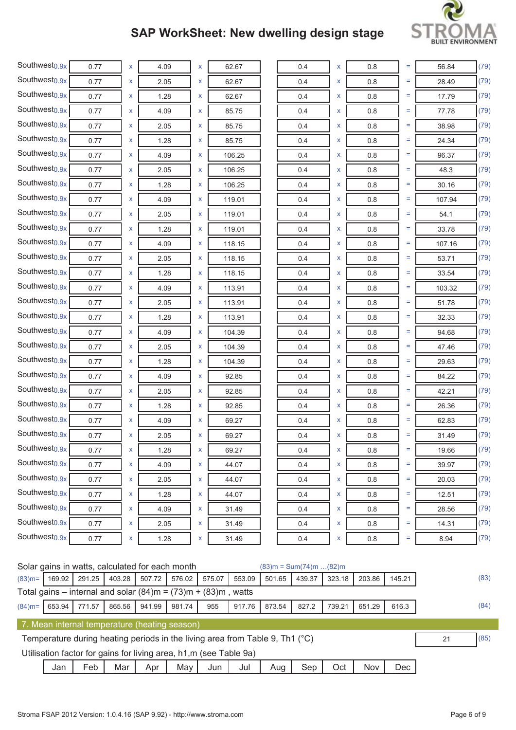## SAP WorkSheet: New dwelling design stage

| Orientation | Access factor | | Area | | Flux | | g_ | | FF | | Gains | |
|---|---|---|---|---|---|---|---|---|---|---|---|---|
| Southwest0.9x | 0.77 | x | 4.09 | x | 62.67 | | 0.4 | x | 0.8 | = | 56.84 | (79) |
| Southwest0.9x | 0.77 | x | 2.05 | x | 62.67 | | 0.4 | x | 0.8 | = | 28.49 | (79) |
| Southwest0.9x | 0.77 | x | 1.28 | x | 62.67 | | 0.4 | x | 0.8 | = | 17.79 | (79) |
| Southwest0.9x | 0.77 | x | 4.09 | x | 85.75 | | 0.4 | x | 0.8 | = | 77.78 | (79) |
| Southwest0.9x | 0.77 | x | 2.05 | x | 85.75 | | 0.4 | x | 0.8 | = | 38.98 | (79) |
| Southwest0.9x | 0.77 | x | 1.28 | x | 85.75 | | 0.4 | x | 0.8 | = | 24.34 | (79) |
| Southwest0.9x | 0.77 | x | 4.09 | x | 106.25 | | 0.4 | x | 0.8 | = | 96.37 | (79) |
| Southwest0.9x | 0.77 | x | 2.05 | x | 106.25 | | 0.4 | x | 0.8 | = | 48.3 | (79) |
| Southwest0.9x | 0.77 | x | 1.28 | x | 106.25 | | 0.4 | x | 0.8 | = | 30.16 | (79) |
| Southwest0.9x | 0.77 | x | 4.09 | x | 119.01 | | 0.4 | x | 0.8 | = | 107.94 | (79) |
| Southwest0.9x | 0.77 | x | 2.05 | x | 119.01 | | 0.4 | x | 0.8 | = | 54.1 | (79) |
| Southwest0.9x | 0.77 | x | 1.28 | x | 119.01 | | 0.4 | x | 0.8 | = | 33.78 | (79) |
| Southwest0.9x | 0.77 | x | 4.09 | x | 118.15 | | 0.4 | x | 0.8 | = | 107.16 | (79) |
| Southwest0.9x | 0.77 | x | 2.05 | x | 118.15 | | 0.4 | x | 0.8 | = | 53.71 | (79) |
| Southwest0.9x | 0.77 | x | 1.28 | x | 118.15 | | 0.4 | x | 0.8 | = | 33.54 | (79) |
| Southwest0.9x | 0.77 | x | 4.09 | x | 113.91 | | 0.4 | x | 0.8 | = | 103.32 | (79) |
| Southwest0.9x | 0.77 | x | 2.05 | x | 113.91 | | 0.4 | x | 0.8 | = | 51.78 | (79) |
| Southwest0.9x | 0.77 | x | 1.28 | x | 113.91 | | 0.4 | x | 0.8 | = | 32.33 | (79) |
| Southwest0.9x | 0.77 | x | 4.09 | x | 104.39 | | 0.4 | x | 0.8 | = | 94.68 | (79) |
| Southwest0.9x | 0.77 | x | 2.05 | x | 104.39 | | 0.4 | x | 0.8 | = | 47.46 | (79) |
| Southwest0.9x | 0.77 | x | 1.28 | x | 104.39 | | 0.4 | x | 0.8 | = | 29.63 | (79) |
| Southwest0.9x | 0.77 | x | 4.09 | x | 92.85 | | 0.4 | x | 0.8 | = | 84.22 | (79) |
| Southwest0.9x | 0.77 | x | 2.05 | x | 92.85 | | 0.4 | x | 0.8 | = | 42.21 | (79) |
| Southwest0.9x | 0.77 | x | 1.28 | x | 92.85 | | 0.4 | x | 0.8 | = | 26.36 | (79) |
| Southwest0.9x | 0.77 | x | 4.09 | x | 69.27 | | 0.4 | x | 0.8 | = | 62.83 | (79) |
| Southwest0.9x | 0.77 | x | 2.05 | x | 69.27 | | 0.4 | x | 0.8 | = | 31.49 | (79) |
| Southwest0.9x | 0.77 | x | 1.28 | x | 69.27 | | 0.4 | x | 0.8 | = | 19.66 | (79) |
| Southwest0.9x | 0.77 | x | 4.09 | x | 44.07 | | 0.4 | x | 0.8 | = | 39.97 | (79) |
| Southwest0.9x | 0.77 | x | 2.05 | x | 44.07 | | 0.4 | x | 0.8 | = | 20.03 | (79) |
| Southwest0.9x | 0.77 | x | 1.28 | x | 44.07 | | 0.4 | x | 0.8 | = | 12.51 | (79) |
| Southwest0.9x | 0.77 | x | 4.09 | x | 31.49 | | 0.4 | x | 0.8 | = | 28.56 | (79) |
| Southwest0.9x | 0.77 | x | 2.05 | x | 31.49 | | 0.4 | x | 0.8 | = | 14.31 | (79) |
| Southwest0.9x | 0.77 | x | 1.28 | x | 31.49 | | 0.4 | x | 0.8 | = | 8.94 | (79) |

Solar gains in watts, calculated for each month (83)m = Sum(74)m …(82)m

| (83)m= | 169.92 | 291.25 | 403.28 | 507.72 | 576.02 | 575.07 | 553.09 | 501.65 | 439.37 | 323.18 | 203.86 | 145.21 | (83) |
|---|---|---|---|---|---|---|---|---|---|---|---|---|---|

Total gains – internal and solar (84)m = (73)m + (83)m , watts

| (84)m= | 653.94 | 771.57 | 865.56 | 941.99 | 981.74 | 955 | 917.76 | 873.54 | 827.2 | 739.21 | 651.29 | 616.3 | (84) |
|---|---|---|---|---|---|---|---|---|---|---|---|---|---|

### 7. Mean internal temperature (heating season)

Temperature during heating periods in the living area from Table 9, Th1 (°C) | 21 | (85)

Utilisation factor for gains for living area, h1,m (see Table 9a)

| Jan | Feb | Mar | Apr | May | Jun | Jul | Aug | Sep | Oct | Nov | Dec |
|---|---|---|---|---|---|---|---|---|---|---|---|

Stroma FSAP 2012 Version: 1.0.4.16 (SAP 9.92) - http://www.stroma.com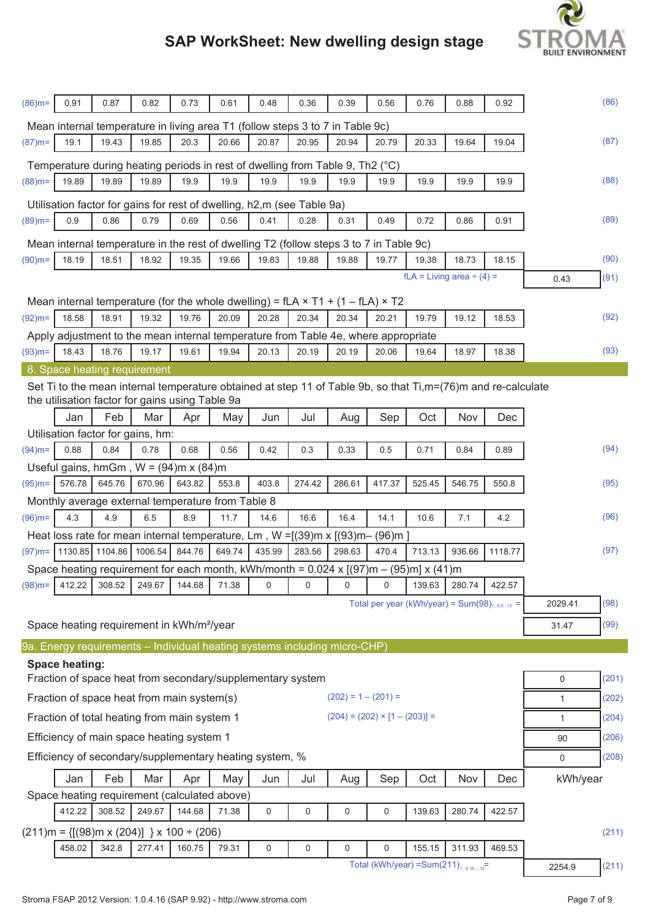| | Jan | Feb | Mar | Apr | May | Jun | Jul | Aug | Sep | Oct | Nov | Dec | | |
|---|---|---|---|---|---|---|---|---|---|---|---|---|---|---|
| (86)m= | 0.91 | 0.87 | 0.82 | 0.73 | 0.61 | 0.48 | 0.36 | 0.39 | 0.56 | 0.76 | 0.88 | 0.92 | | (86) |

Mean internal temperature in living area T1 (follow steps 3 to 7 in Table 9c)

| | | | | | | | | | | | | | | |
|---|---|---|---|---|---|---|---|---|---|---|---|---|---|---|
| (87)m= | 19.1 | 19.43 | 19.85 | 20.3 | 20.66 | 20.87 | 20.95 | 20.94 | 20.79 | 20.33 | 19.64 | 19.04 | | (87) |

Temperature during heating periods in rest of dwelling from Table 9, Th2 (°C)

| | | | | | | | | | | | | | | |
|---|---|---|---|---|---|---|---|---|---|---|---|---|---|---|
| (88)m= | 19.89 | 19.89 | 19.89 | 19.9 | 19.9 | 19.9 | 19.9 | 19.9 | 19.9 | 19.9 | 19.9 | 19.9 | | (88) |

Utilisation factor for gains for rest of dwelling, h2,m (see Table 9a)

| | | | | | | | | | | | | | | |
|---|---|---|---|---|---|---|---|---|---|---|---|---|---|---|
| (89)m= | 0.9 | 0.86 | 0.79 | 0.69 | 0.56 | 0.41 | 0.28 | 0.31 | 0.49 | 0.72 | 0.86 | 0.91 | | (89) |

Mean internal temperature in the rest of dwelling T2 (follow steps 3 to 7 in Table 9c)

| | | | | | | | | | | | | | | |
|---|---|---|---|---|---|---|---|---|---|---|---|---|---|---|
| (90)m= | 18.19 | 18.51 | 18.92 | 19.35 | 19.66 | 19.83 | 19.88 | 19.88 | 19.77 | 19.38 | 18.73 | 18.15 | | (90) |

fLA = Living area ÷ (4) = 0.43 (91)

Mean internal temperature (for the whole dwelling) = fLA × T1 + (1 – fLA) × T2

| | | | | | | | | | | | | | | |
|---|---|---|---|---|---|---|---|---|---|---|---|---|---|---|
| (92)m= | 18.58 | 18.91 | 19.32 | 19.76 | 20.09 | 20.28 | 20.34 | 20.34 | 20.21 | 19.79 | 19.12 | 18.53 | | (92) |

Apply adjustment to the mean internal temperature from Table 4e, where appropriate

| | | | | | | | | | | | | | | |
|---|---|---|---|---|---|---|---|---|---|---|---|---|---|---|
| (93)m= | 18.43 | 18.76 | 19.17 | 19.61 | 19.94 | 20.13 | 20.19 | 20.19 | 20.06 | 19.64 | 18.97 | 18.38 | | (93) |

## 8. Space heating requirement

Set Ti to the mean internal temperature obtained at step 11 of Table 9b, so that Ti,m=(76)m and re-calculate the utilisation factor for gains using Table 9a

| | Jan | Feb | Mar | Apr | May | Jun | Jul | Aug | Sep | Oct | Nov | Dec | | |
|---|---|---|---|---|---|---|---|---|---|---|---|---|---|---|
| **Utilisation factor for gains, hm:** | | | | | | | | | | | | | | |
| (94)m= | 0.88 | 0.84 | 0.78 | 0.68 | 0.56 | 0.42 | 0.3 | 0.33 | 0.5 | 0.71 | 0.84 | 0.89 | | (94) |
| **Useful gains, hmGm , W = (94)m x (84)m** | | | | | | | | | | | | | | |
| (95)m= | 576.78 | 645.76 | 670.96 | 643.82 | 553.8 | 403.8 | 274.42 | 286.61 | 417.37 | 525.45 | 546.75 | 550.8 | | (95) |
| **Monthly average external temperature from Table 8** | | | | | | | | | | | | | | |
| (96)m= | 4.3 | 4.9 | 6.5 | 8.9 | 11.7 | 14.6 | 16.6 | 16.4 | 14.1 | 10.6 | 7.1 | 4.2 | | (96) |
| **Heat loss rate for mean internal temperature, Lm , W =[(39)m x [(93)m– (96)m ]** | | | | | | | | | | | | | | |
| (97)m= | 1130.85 | 1104.86 | 1006.54 | 844.76 | 649.74 | 435.99 | 283.56 | 298.63 | 470.4 | 713.13 | 936.66 | 1118.77 | | (97) |
| **Space heating requirement for each month, kWh/month = 0.024 x [(97)m – (95)m] x (41)m** | | | | | | | | | | | | | | |
| (98)m= | 412.22 | 308.52 | 249.67 | 144.68 | 71.38 | 0 | 0 | 0 | 0 | 139.63 | 280.74 | 422.57 | | (98) |

Total per year (kWh/year) = Sum(98)1...5,9...12 = 2029.41 (98)

Space heating requirement in kWh/m²/year 31.47 (99)

## 9a. Energy requirements – Individual heating systems including micro-CHP)

**Space heating:**

| | | | |
|---|---|---|---|
| Fraction of space heat from secondary/supplementary system | | 0 | (201) |
| Fraction of space heat from main system(s) | (202) = 1 – (201) = | 1 | (202) |
| Fraction of total heating from main system 1 | (204) = (202) × [1 – (203)] = | 1 | (204) |
| Efficiency of main space heating system 1 | | 90 | (206) |
| Efficiency of secondary/supplementary heating system, % | | 0 | (208) |

| | Jan | Feb | Mar | Apr | May | Jun | Jul | Aug | Sep | Oct | Nov | Dec | kWh/year | |
|---|---|---|---|---|---|---|---|---|---|---|---|---|---|---|
| **Space heating requirement (calculated above)** | | | | | | | | | | | | | | |
| | 412.22 | 308.52 | 249.67 | 144.68 | 71.38 | 0 | 0 | 0 | 0 | 139.63 | 280.74 | 422.57 | | |
| **(211)m = {[(98)m x (204)] } x 100 ÷ (206)** | | | | | | | | | | | | | | (211) |
| | 458.02 | 342.8 | 277.41 | 160.75 | 79.31 | 0 | 0 | 0 | 0 | 155.15 | 311.93 | 469.53 | | |

Total (kWh/year) =Sum(211)1...5,10...12= 2254.9 (211)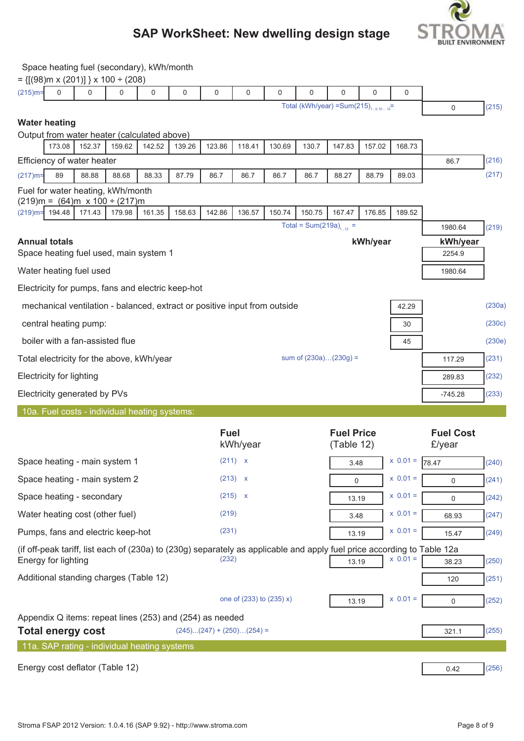Space heating fuel (secondary), kWh/month

= {[(98)m x (201)] } x 100 ÷ (208)

| (215)m= | 0 | 0 | 0 | 0 | 0 | 0 | 0 | 0 | 0 | 0 | 0 | 0 |
|---|---|---|---|---|---|---|---|---|---|---|---|---|

Total (kWh/year) =Sum(215)$_{1...5,10...12}$= 0 (215)

## Water heating

Output from water heater (calculated above)

| 173.08 | 152.37 | 159.62 | 142.52 | 139.26 | 123.86 | 118.41 | 130.69 | 130.7 | 147.83 | 157.02 | 168.73 |
|---|---|---|---|---|---|---|---|---|---|---|---|

Efficiency of water heater 86.7 (216)

| (217)m= | 89 | 88.88 | 88.68 | 88.33 | 87.79 | 86.7 | 86.7 | 86.7 | 86.7 | 88.27 | 88.79 | 89.03 |
|---|---|---|---|---|---|---|---|---|---|---|---|---|

(217)

Fuel for water heating, kWh/month

(219)m = (64)m x 100 ÷ (217)m

| (219)m= | 194.48 | 171.43 | 179.98 | 161.35 | 158.63 | 142.86 | 136.57 | 150.74 | 150.75 | 167.47 | 176.85 | 189.52 |
|---|---|---|---|---|---|---|---|---|---|---|---|---|

Total = Sum(219a)$_{1...12}$ = 1980.64 (219)

| **Annual totals** | **kWh/year** | **kWh/year** | |
|---|---|---|---|
| Space heating fuel used, main system 1 | | 2254.9 | |
| Water heating fuel used | | 1980.64 | |
| Electricity for pumps, fans and electric keep-hot | | | |
| mechanical ventilation - balanced, extract or positive input from outside | 42.29 | | (230a) |
| central heating pump: | 30 | | (230c) |
| boiler with a fan-assisted flue | 45 | | (230e) |
| Total electricity for the above, kWh/year sum of (230a)…(230g) = | | 117.29 | (231) |
| Electricity for lighting | | 289.83 | (232) |
| Electricity generated by PVs | | -745.28 | (233) |

## 10a. Fuel costs - individual heating systems:

| | Fuel kWh/year | Fuel Price (Table 12) | | Fuel Cost £/year | |
|---|---|---|---|---|---|
| Space heating - main system 1 | (211) x | 3.48 | x 0.01 = | 78.47 | (240) |
| Space heating - main system 2 | (213) x | 0 | x 0.01 = | 0 | (241) |
| Space heating - secondary | (215) x | 13.19 | x 0.01 = | 0 | (242) |
| Water heating cost (other fuel) | (219) | 3.48 | x 0.01 = | 68.93 | (247) |
| Pumps, fans and electric keep-hot | (231) | 13.19 | x 0.01 = | 15.47 | (249) |

(if off-peak tariff, list each of (230a) to (230g) separately as applicable and apply fuel price according to Table 12a

| | | | | | |
|---|---|---|---|---|---|
| Energy for lighting | (232) | 13.19 | x 0.01 = | 38.23 | (250) |
| Additional standing charges (Table 12) | | | | 120 | (251) |
| | one of (233) to (235) x) | 13.19 | x 0.01 = | 0 | (252) |

Appendix Q items: repeat lines (253) and (254) as needed

**Total energy cost** (245)…(247) + (250)…(254) = 321.1 (255)

## 11a. SAP rating - individual heating systems

Energy cost deflator (Table 12) 0.42 (256)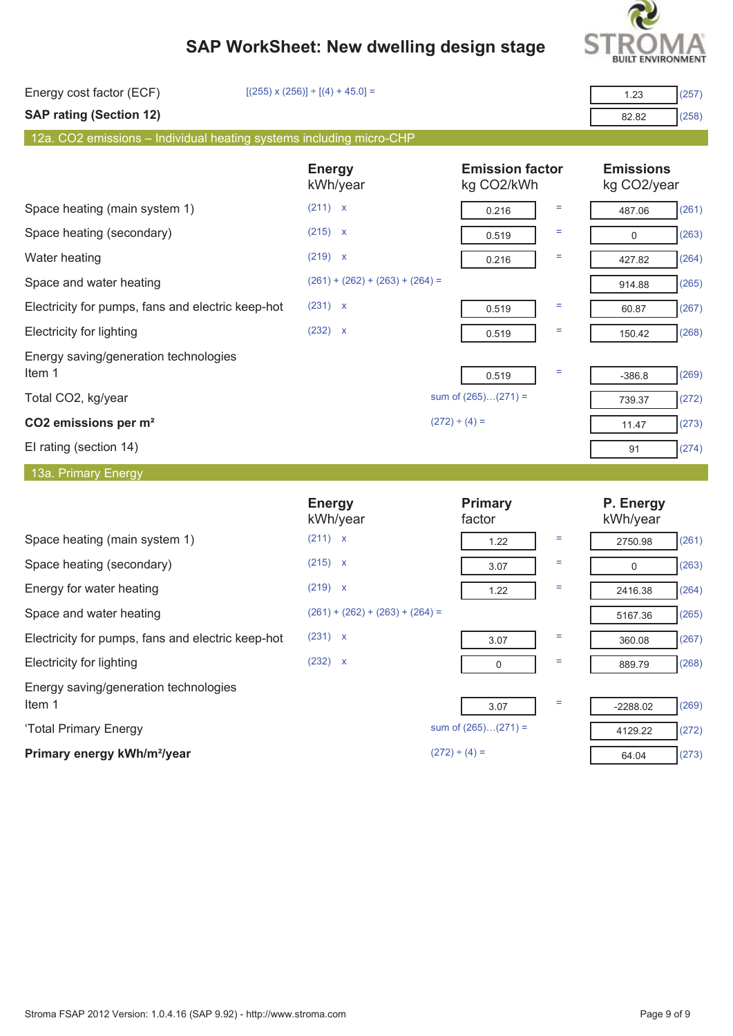# SAP WorkSheet: New dwelling design stage

| | | | |
|---|---|---|---|
| Energy cost factor (ECF) | [(255) x (256)] ÷ [(4) + 45.0] = | 1.23 | (257) |
| **SAP rating (Section 12)** | | 82.82 | (258) |

## 12a. CO2 emissions – Individual heating systems including micro-CHP

| | Energy kWh/year | Emission factor kg CO2/kWh | | Emissions kg CO2/year | |
|---|---|---|---|---|---|
| Space heating (main system 1) | (211) x | 0.216 | = | 487.06 | (261) |
| Space heating (secondary) | (215) x | 0.519 | = | 0 | (263) |
| Water heating | (219) x | 0.216 | = | 427.82 | (264) |
| Space and water heating | (261) + (262) + (263) + (264) = | | | 914.88 | (265) |
| Electricity for pumps, fans and electric keep-hot | (231) x | 0.519 | = | 60.87 | (267) |
| Electricity for lighting | (232) x | 0.519 | = | 150.42 | (268) |
| Energy saving/generation technologies Item 1 | | 0.519 | = | -386.8 | (269) |
| Total CO2, kg/year | | sum of (265)…(271) = | | 739.37 | (272) |
| **CO2 emissions per m²** | | (272) ÷ (4) = | | 11.47 | (273) |
| EI rating (section 14) | | | | 91 | (274) |

## 13a. Primary Energy

| | Energy kWh/year | Primary factor | | P. Energy kWh/year | |
|---|---|---|---|---|---|
| Space heating (main system 1) | (211) x | 1.22 | = | 2750.98 | (261) |
| Space heating (secondary) | (215) x | 3.07 | = | 0 | (263) |
| Energy for water heating | (219) x | 1.22 | = | 2416.38 | (264) |
| Space and water heating | (261) + (262) + (263) + (264) = | | | 5167.36 | (265) |
| Electricity for pumps, fans and electric keep-hot | (231) x | 3.07 | = | 360.08 | (267) |
| Electricity for lighting | (232) x | 0 | = | 889.79 | (268) |
| Energy saving/generation technologies Item 1 | | 3.07 | = | -2288.02 | (269) |
| 'Total Primary Energy | | sum of (265)…(271) = | | 4129.22 | (272) |
| **Primary energy kWh/m²/year** | | (272) ÷ (4) = | | 64.04 | (273) |

Stroma FSAP 2012 Version: 1.0.4.16 (SAP 9.92) - http://www.stroma.com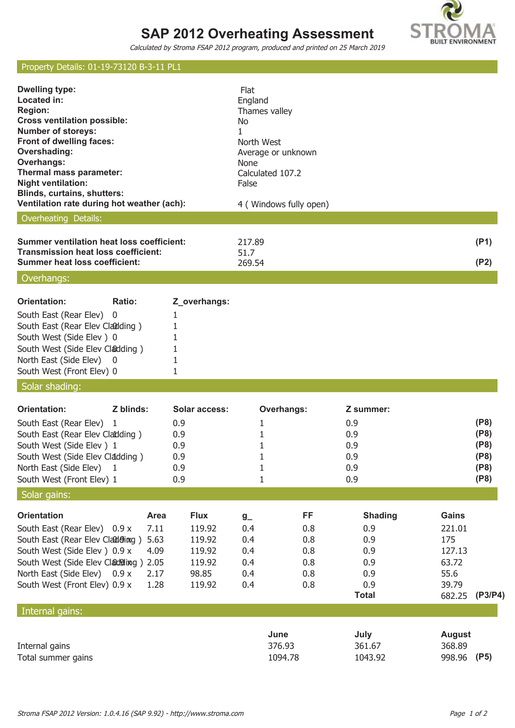# SAP 2012 Overheating Assessment

*Calculated by Stroma FSAP 2012 program, produced and printed on 25 March 2019*

## Property Details: 01-19-73120 B-3-11 PL1

| | |
|---|---|
| **Dwelling type:** | Flat |
| **Located in:** | England |
| **Region:** | Thames valley |
| **Cross ventilation possible:** | No |
| **Number of storeys:** | 1 |
| **Front of dwelling faces:** | North West |
| **Overshading:** | Average or unknown |
| **Overhangs:** | None |
| **Thermal mass parameter:** | Calculated 107.2 |
| **Night ventilation:** | False |
| **Blinds, curtains, shutters:** | |
| **Ventilation rate during hot weather (ach):** | 4 ( Windows fully open) |

## Overheating Details:

| | | |
|---|---|---|
| **Summer ventilation heat loss coefficient:** | 217.89 | **(P1)** |
| **Transmission heat loss coefficient:** | 51.7 | |
| **Summer heat loss coefficient:** | 269.54 | **(P2)** |

## Overhangs:

| Orientation: | Ratio: | Z_overhangs: |
|---|---|---|
| South East (Rear Elev) | 0 | 1 |
| South East (Rear Elev Cladding ) | 0 | 1 |
| South West (Side Elev ) | 0 | 1 |
| South West (Side Elev Cladding ) | 0 | 1 |
| North East (Side Elev) | 0 | 1 |
| South West (Front Elev) | 0 | 1 |

## Solar shading:

| Orientation: | Z blinds: | Solar access: | Overhangs: | Z summer: | |
|---|---|---|---|---|---|
| South East (Rear Elev) | 1 | 0.9 | 1 | 0.9 | **(P8)** |
| South East (Rear Elev Cladding ) | 1 | 0.9 | 1 | 0.9 | **(P8)** |
| South West (Side Elev ) | 1 | 0.9 | 1 | 0.9 | **(P8)** |
| South West (Side Elev Cladding ) | 1 | 0.9 | 1 | 0.9 | **(P8)** |
| North East (Side Elev) | 1 | 0.9 | 1 | 0.9 | **(P8)** |
| South West (Front Elev) | 1 | 0.9 | 1 | 0.9 | **(P8)** |

## Solar gains:

| Orientation | | Area | Flux | g_ | FF | Shading | Gains | |
|---|---|---|---|---|---|---|---|---|
| South East (Rear Elev) | 0.9 x | 7.11 | 119.92 | 0.4 | 0.8 | 0.9 | 221.01 | |
| South East (Rear Elev Cladding ) | 0.9 x | 5.63 | 119.92 | 0.4 | 0.8 | 0.9 | 175 | |
| South West (Side Elev ) | 0.9 x | 4.09 | 119.92 | 0.4 | 0.8 | 0.9 | 127.13 | |
| South West (Side Elev Cladding ) | 0.9 x | 2.05 | 119.92 | 0.4 | 0.8 | 0.9 | 63.72 | |
| North East (Side Elev) | 0.9 x | 2.17 | 98.85 | 0.4 | 0.8 | 0.9 | 55.6 | |
| South West (Front Elev) | 0.9 x | 1.28 | 119.92 | 0.4 | 0.8 | 0.9 | 39.79 | |
| | | | | | | **Total** | 682.25 | **(P3/P4)** |

## Internal gains:

| | June | July | August | |
|---|---|---|---|---|
| Internal gains | 376.93 | 361.67 | 368.89 | |
| Total summer gains | 1094.78 | 1043.92 | 998.96 | **(P5)** |

*Stroma FSAP 2012 Version: 1.0.4.16 (SAP 9.92) - http://www.stroma.com*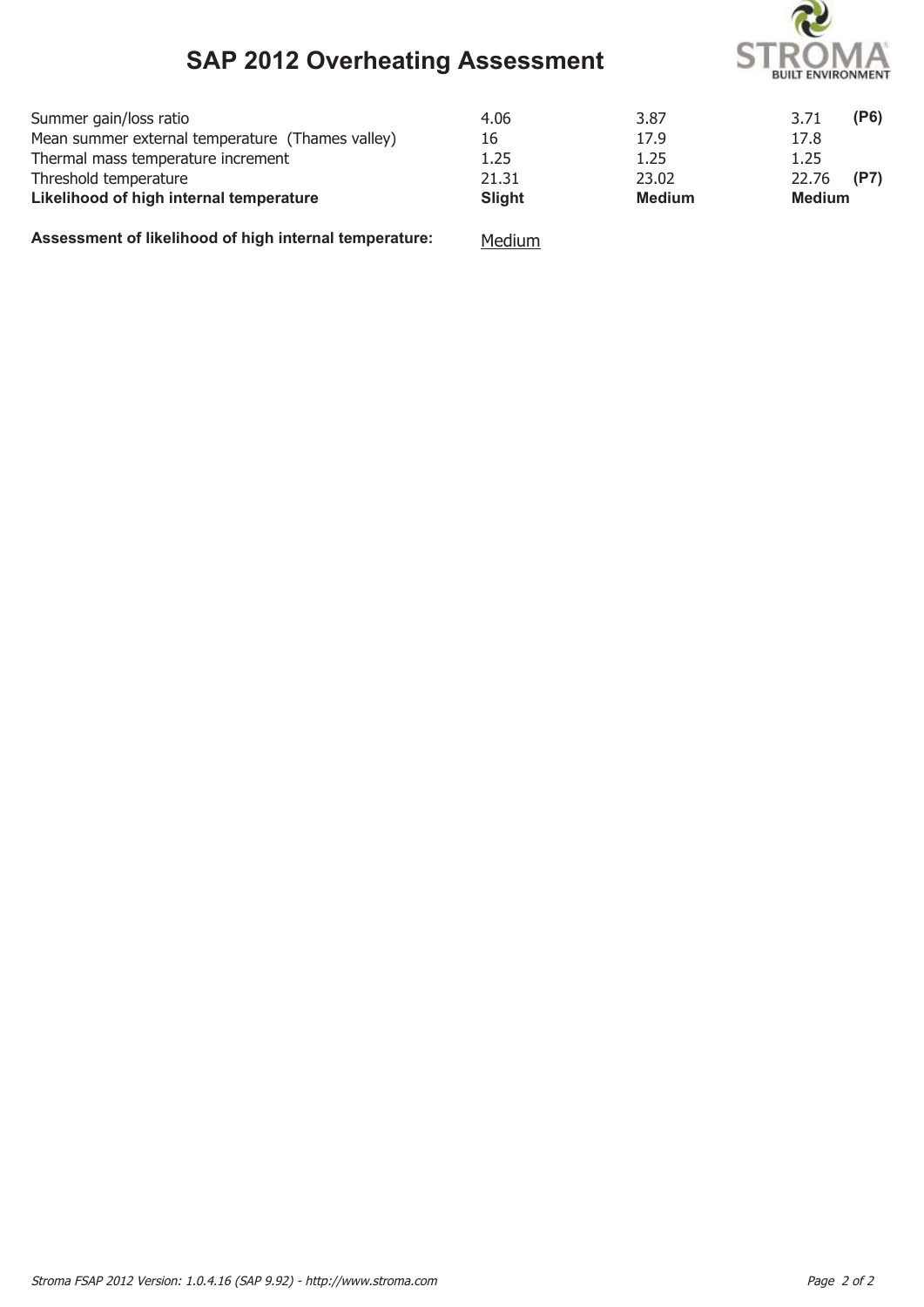# SAP 2012 Overheating Assessment

| | | | | |
|---|---|---|---|---|
| Summer gain/loss ratio | 4.06 | 3.87 | 3.71 | **(P6)** |
| Mean summer external temperature (Thames valley) | 16 | 17.9 | 17.8 | |
| Thermal mass temperature increment | 1.25 | 1.25 | 1.25 | |
| Threshold temperature | 21.31 | 23.02 | 22.76 | **(P7)** |
| **Likelihood of high internal temperature** | **Slight** | **Medium** | **Medium** | |

**Assessment of likelihood of high internal temperature:** Medium